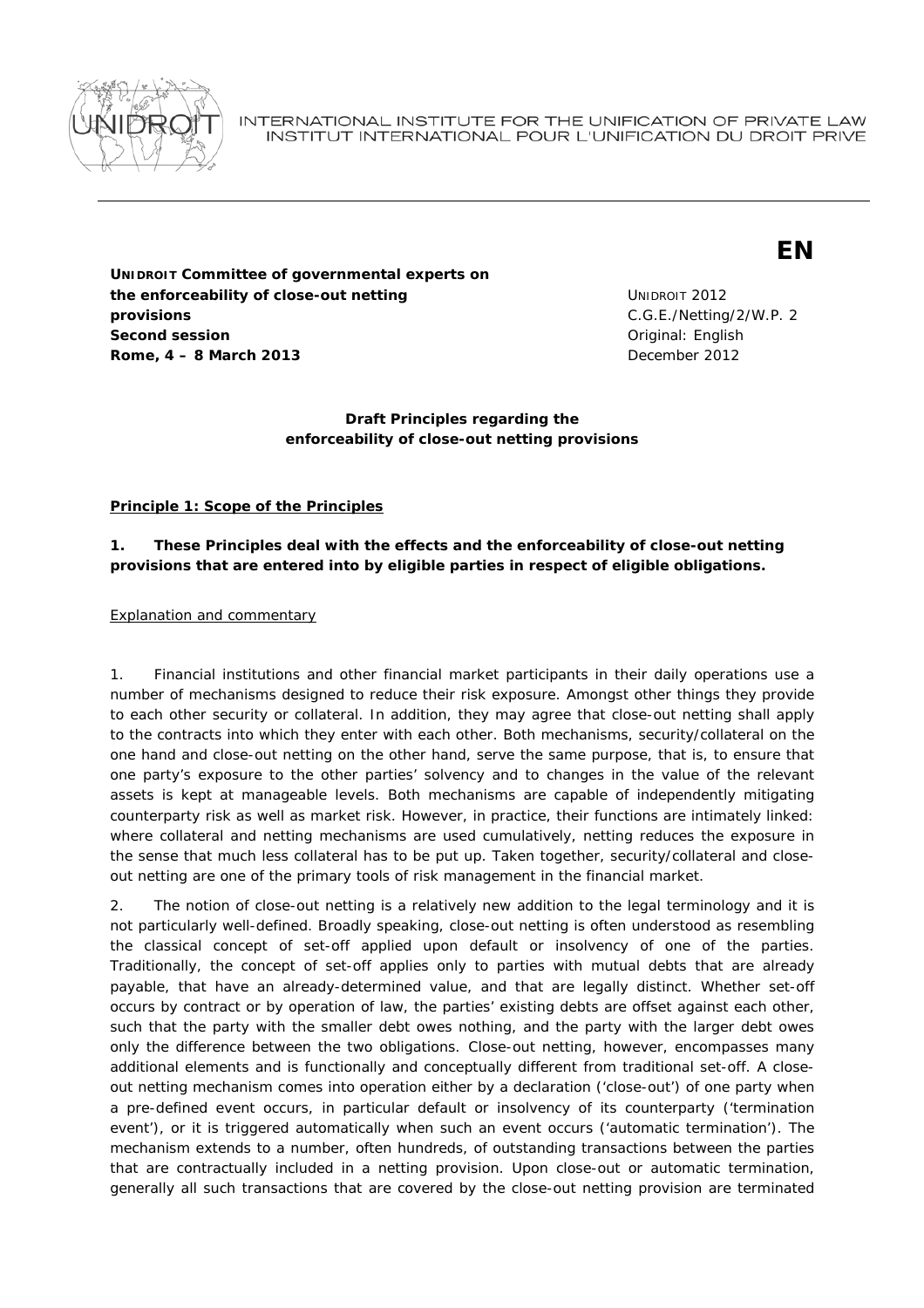INTERNATIONAL INSTITUTE FOR THE UNIFICATION OF PRIVATE LAW
INSTITUT INTERNATIONAL POUR L'UNIFICATION DU DROIT PRIVE

**EN**

**UNIDROIT Committee of governmental experts on the enforceability of close-out netting provisions**
**Second session**
**Rome, 4 – 8 March 2013**

UNIDROIT 2012
C.G.E./Netting/2/W.P. 2
Original: English
December 2012

**Draft Principles regarding the enforceability of close-out netting provisions**

**Principle 1: Scope of the Principles**

**1. These Principles deal with the effects and the enforceability of close-out netting provisions that are entered into by eligible parties in respect of eligible obligations.**

Explanation and commentary

1. Financial institutions and other financial market participants in their daily operations use a number of mechanisms designed to reduce their risk exposure. Amongst other things they provide to each other security or collateral. In addition, they may agree that close-out netting shall apply to the contracts into which they enter with each other. Both mechanisms, security/collateral on the one hand and close-out netting on the other hand, serve the same purpose, that is, to ensure that one party's exposure to the other parties' solvency and to changes in the value of the relevant assets is kept at manageable levels. Both mechanisms are capable of independently mitigating counterparty risk as well as market risk. However, in practice, their functions are intimately linked: where collateral and netting mechanisms are used cumulatively, netting reduces the exposure in the sense that much less collateral has to be put up. Taken together, security/collateral and close-out netting are one of the primary tools of risk management in the financial market.

2. The notion of close-out netting is a relatively new addition to the legal terminology and it is not particularly well-defined. Broadly speaking, close-out netting is often understood as resembling the classical concept of set-off applied upon default or insolvency of one of the parties. Traditionally, the concept of set-off applies only to parties with mutual debts that are already payable, that have an already-determined value, and that are legally distinct. Whether set-off occurs by contract or by operation of law, the parties' existing debts are offset against each other, such that the party with the smaller debt owes nothing, and the party with the larger debt owes only the difference between the two obligations. Close-out netting, however, encompasses many additional elements and is functionally and conceptually different from traditional set-off. A close-out netting mechanism comes into operation either by a declaration ('close-out') of one party when a pre-defined event occurs, in particular default or insolvency of its counterparty ('termination event'), or it is triggered automatically when such an event occurs ('automatic termination'). The mechanism extends to a number, often hundreds, of outstanding transactions between the parties that are contractually included in a netting provision. Upon close-out or automatic termination, generally all such transactions that are covered by the close-out netting provision are terminated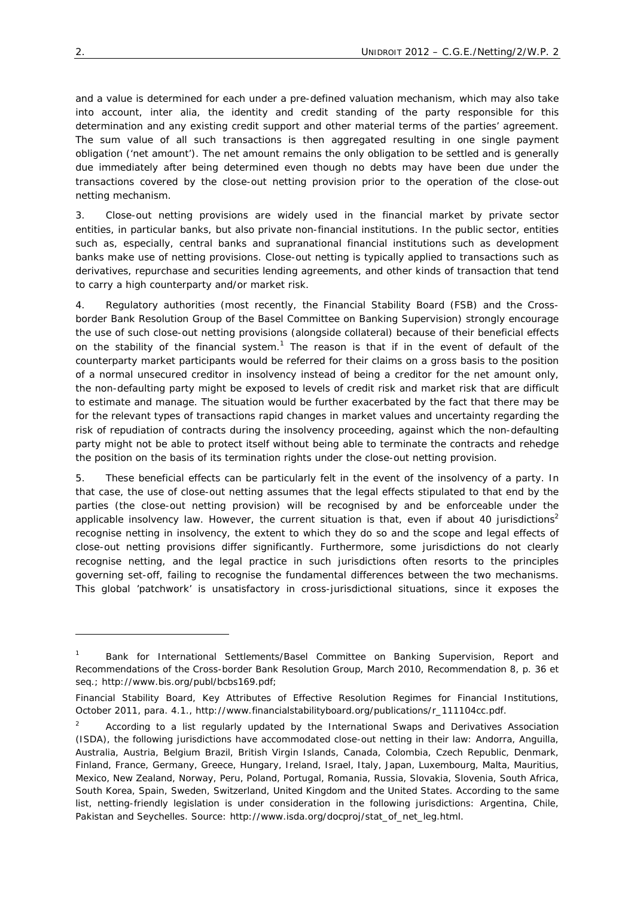and a value is determined for each under a pre-defined valuation mechanism, which may also take into account, inter alia, the identity and credit standing of the party responsible for this determination and any existing credit support and other material terms of the parties' agreement. The sum value of all such transactions is then aggregated resulting in one single payment obligation ('net amount'). The net amount remains the only obligation to be settled and is generally due immediately after being determined even though no debts may have been due under the transactions covered by the close-out netting provision prior to the operation of the close-out netting mechanism.

3. Close-out netting provisions are widely used in the financial market by private sector entities, in particular banks, but also private non-financial institutions. In the public sector, entities such as, especially, central banks and supranational financial institutions such as development banks make use of netting provisions. Close-out netting is typically applied to transactions such as derivatives, repurchase and securities lending agreements, and other kinds of transaction that tend to carry a high counterparty and/or market risk.

4. Regulatory authorities (most recently, the Financial Stability Board (FSB) and the Cross-border Bank Resolution Group of the Basel Committee on Banking Supervision) strongly encourage the use of such close-out netting provisions (alongside collateral) because of their beneficial effects on the stability of the financial system.[1] The reason is that if in the event of default of the counterparty market participants would be referred for their claims on a gross basis to the position of a normal unsecured creditor in insolvency instead of being a creditor for the net amount only, the non-defaulting party might be exposed to levels of credit risk and market risk that are difficult to estimate and manage. The situation would be further exacerbated by the fact that there may be for the relevant types of transactions rapid changes in market values and uncertainty regarding the risk of repudiation of contracts during the insolvency proceeding, against which the non-defaulting party might not be able to protect itself without being able to terminate the contracts and rehedge the position on the basis of its termination rights under the close-out netting provision.

5. These beneficial effects can be particularly felt in the event of the insolvency of a party. In that case, the use of close-out netting assumes that the legal effects stipulated to that end by the parties (the close-out netting provision) will be recognised by and be enforceable under the applicable insolvency law. However, the current situation is that, even if about 40 jurisdictions[2] recognise netting in insolvency, the extent to which they do so and the scope and legal effects of close-out netting provisions differ significantly. Furthermore, some jurisdictions do not clearly recognise netting, and the legal practice in such jurisdictions often resorts to the principles governing set-off, failing to recognise the fundamental differences between the two mechanisms. This global 'patchwork' is unsatisfactory in cross-jurisdictional situations, since it exposes the

---

[1] Bank for International Settlements/Basel Committee on Banking Supervision, Report and Recommendations of the Cross-border Bank Resolution Group, March 2010, Recommendation 8, p. 36 et seq.; http://www.bis.org/publ/bcbs169.pdf;

Financial Stability Board, Key Attributes of Effective Resolution Regimes for Financial Institutions, October 2011, para. 4.1., http://www.financialstabilityboard.org/publications/r_111104cc.pdf.

[2] According to a list regularly updated by the International Swaps and Derivatives Association (ISDA), the following jurisdictions have accommodated close-out netting in their law: Andorra, Anguilla, Australia, Austria, Belgium Brazil, British Virgin Islands, Canada, Colombia, Czech Republic, Denmark, Finland, France, Germany, Greece, Hungary, Ireland, Israel, Italy, Japan, Luxembourg, Malta, Mauritius, Mexico, New Zealand, Norway, Peru, Poland, Portugal, Romania, Russia, Slovakia, Slovenia, South Africa, South Korea, Spain, Sweden, Switzerland, United Kingdom and the United States. According to the same list, netting-friendly legislation is under consideration in the following jurisdictions: Argentina, Chile, Pakistan and Seychelles. Source: http://www.isda.org/docproj/stat_of_net_leg.html.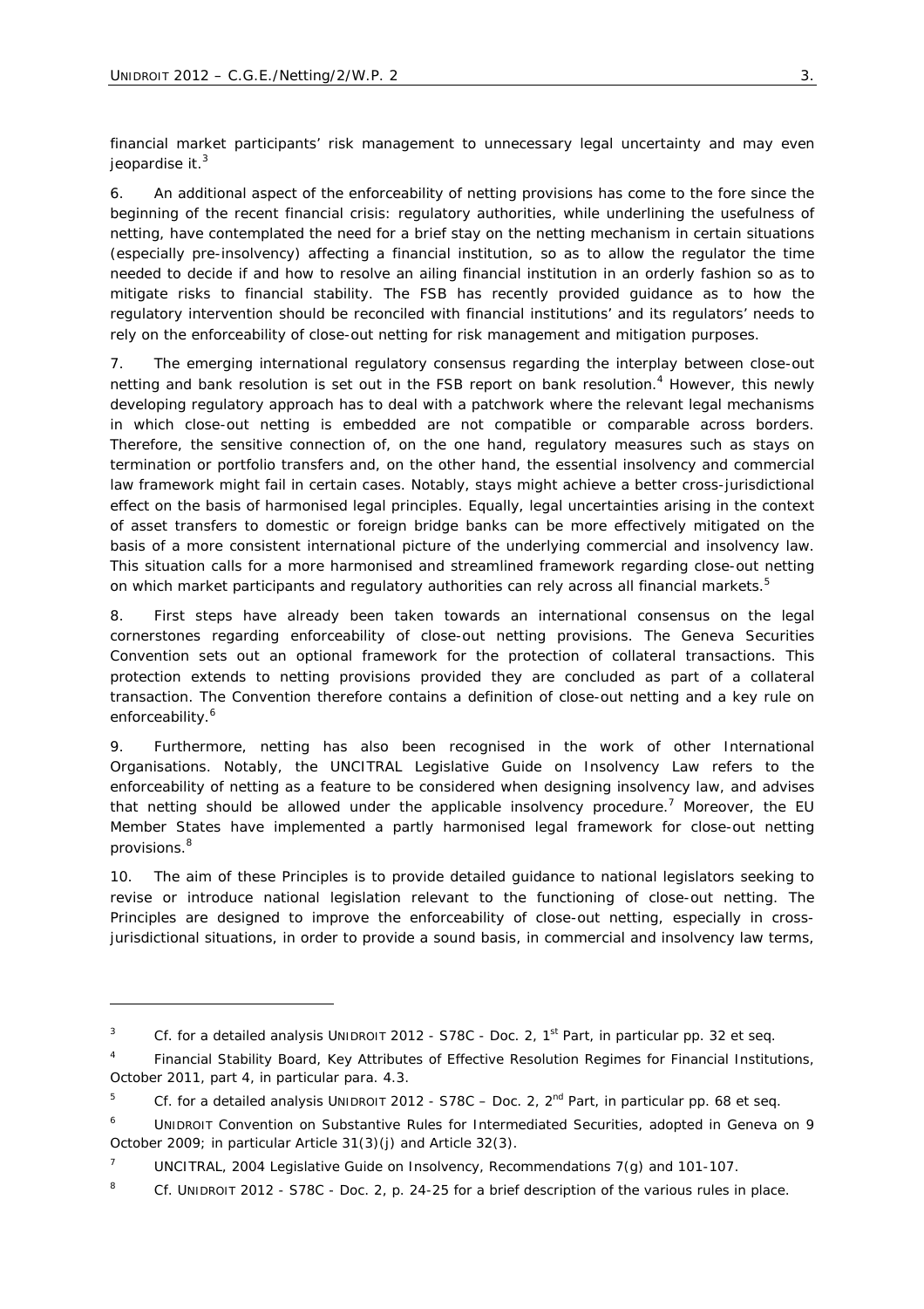financial market participants' risk management to unnecessary legal uncertainty and may even jeopardise it.[3]

6. An additional aspect of the enforceability of netting provisions has come to the fore since the beginning of the recent financial crisis: regulatory authorities, while underlining the usefulness of netting, have contemplated the need for a brief stay on the netting mechanism in certain situations (especially pre-insolvency) affecting a financial institution, so as to allow the regulator the time needed to decide if and how to resolve an ailing financial institution in an orderly fashion so as to mitigate risks to financial stability. The FSB has recently provided guidance as to how the regulatory intervention should be reconciled with financial institutions' and its regulators' needs to rely on the enforceability of close-out netting for risk management and mitigation purposes.

7. The emerging international regulatory consensus regarding the interplay between close-out netting and bank resolution is set out in the FSB report on bank resolution.[4] However, this newly developing regulatory approach has to deal with a patchwork where the relevant legal mechanisms in which close-out netting is embedded are not compatible or comparable across borders. Therefore, the sensitive connection of, on the one hand, regulatory measures such as stays on termination or portfolio transfers and, on the other hand, the essential insolvency and commercial law framework might fail in certain cases. Notably, stays might achieve a better cross-jurisdictional effect on the basis of harmonised legal principles. Equally, legal uncertainties arising in the context of asset transfers to domestic or foreign bridge banks can be more effectively mitigated on the basis of a more consistent international picture of the underlying commercial and insolvency law. This situation calls for a more harmonised and streamlined framework regarding close-out netting on which market participants and regulatory authorities can rely across all financial markets.[5]

8. First steps have already been taken towards an international consensus on the legal cornerstones regarding enforceability of close-out netting provisions. The Geneva Securities Convention sets out an optional framework for the protection of collateral transactions. This protection extends to netting provisions provided they are concluded as part of a collateral transaction. The Convention therefore contains a definition of close-out netting and a key rule on enforceability.[6]

9. Furthermore, netting has also been recognised in the work of other International Organisations. Notably, the UNCITRAL Legislative Guide on Insolvency Law refers to the enforceability of netting as a feature to be considered when designing insolvency law, and advises that netting should be allowed under the applicable insolvency procedure.[7] Moreover, the EU Member States have implemented a partly harmonised legal framework for close-out netting provisions.[8]

10. The aim of these Principles is to provide detailed guidance to national legislators seeking to revise or introduce national legislation relevant to the functioning of close-out netting. The Principles are designed to improve the enforceability of close-out netting, especially in cross-jurisdictional situations, in order to provide a sound basis, in commercial and insolvency law terms,

---

[3] *Cf.* for a detailed analysis UNIDROIT 2012 - S78C - Doc. 2, 1st Part, in particular pp. 32 *et seq.*

[4] Financial Stability Board, Key Attributes of Effective Resolution Regimes for Financial Institutions, October 2011, part 4, in particular para. 4.3.

[5] *Cf.* for a detailed analysis UNIDROIT 2012 - S78C – Doc. 2, 2nd Part, in particular pp. 68 *et seq.*

[6] UNIDROIT Convention on Substantive Rules for Intermediated Securities, adopted in Geneva on 9 October 2009; in particular Article 31(3)(j) and Article 32(3).

[7] UNCITRAL, 2004 Legislative Guide on Insolvency, Recommendations 7(g) and 101-107.

[8] *Cf.* UNIDROIT 2012 - S78C - Doc. 2, p. 24-25 for a brief description of the various rules in place.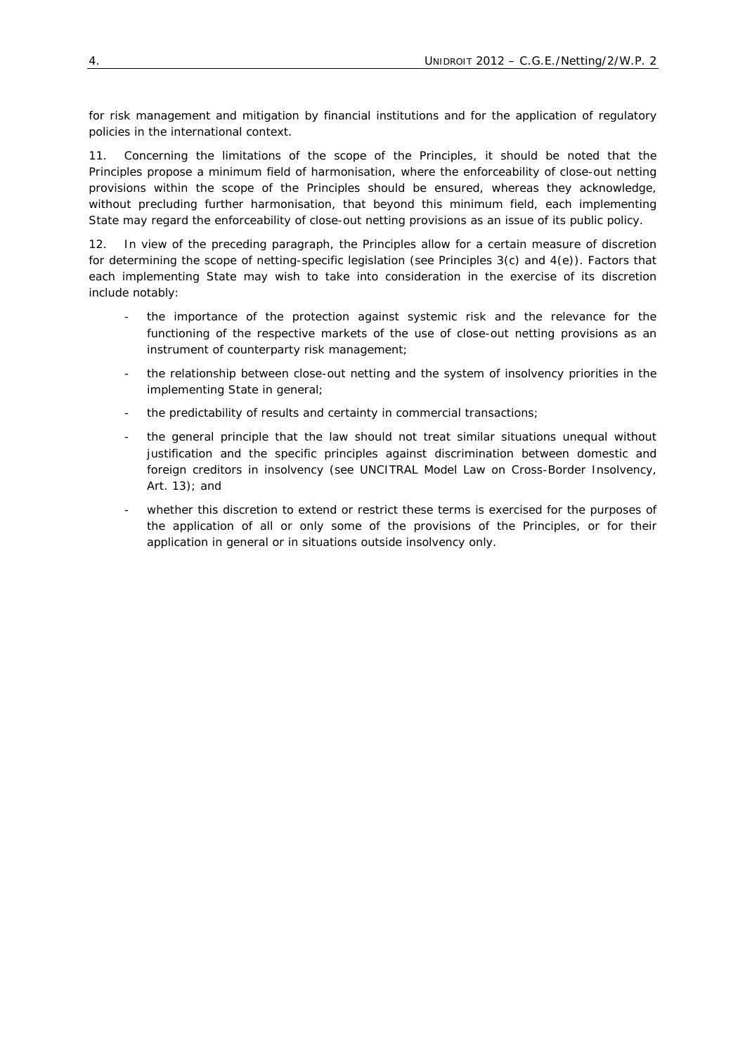for risk management and mitigation by financial institutions and for the application of regulatory policies in the international context.

11. Concerning the limitations of the scope of the Principles, it should be noted that the Principles propose a minimum field of harmonisation, where the enforceability of close-out netting provisions within the scope of the Principles should be ensured, whereas they acknowledge, without precluding further harmonisation, that beyond this minimum field, each implementing State may regard the enforceability of close-out netting provisions as an issue of its public policy.

12. In view of the preceding paragraph, the Principles allow for a certain measure of discretion for determining the scope of netting-specific legislation (see Principles 3(c) and 4(e)). Factors that each implementing State may wish to take into consideration in the exercise of its discretion include notably:

- the importance of the protection against systemic risk and the relevance for the functioning of the respective markets of the use of close-out netting provisions as an instrument of counterparty risk management;
- the relationship between close-out netting and the system of insolvency priorities in the implementing State in general;
- the predictability of results and certainty in commercial transactions;
- the general principle that the law should not treat similar situations unequal without justification and the specific principles against discrimination between domestic and foreign creditors in insolvency (see UNCITRAL Model Law on Cross-Border Insolvency, Art. 13); and
- whether this discretion to extend or restrict these terms is exercised for the purposes of the application of all or only some of the provisions of the Principles, or for their application in general or in situations outside insolvency only.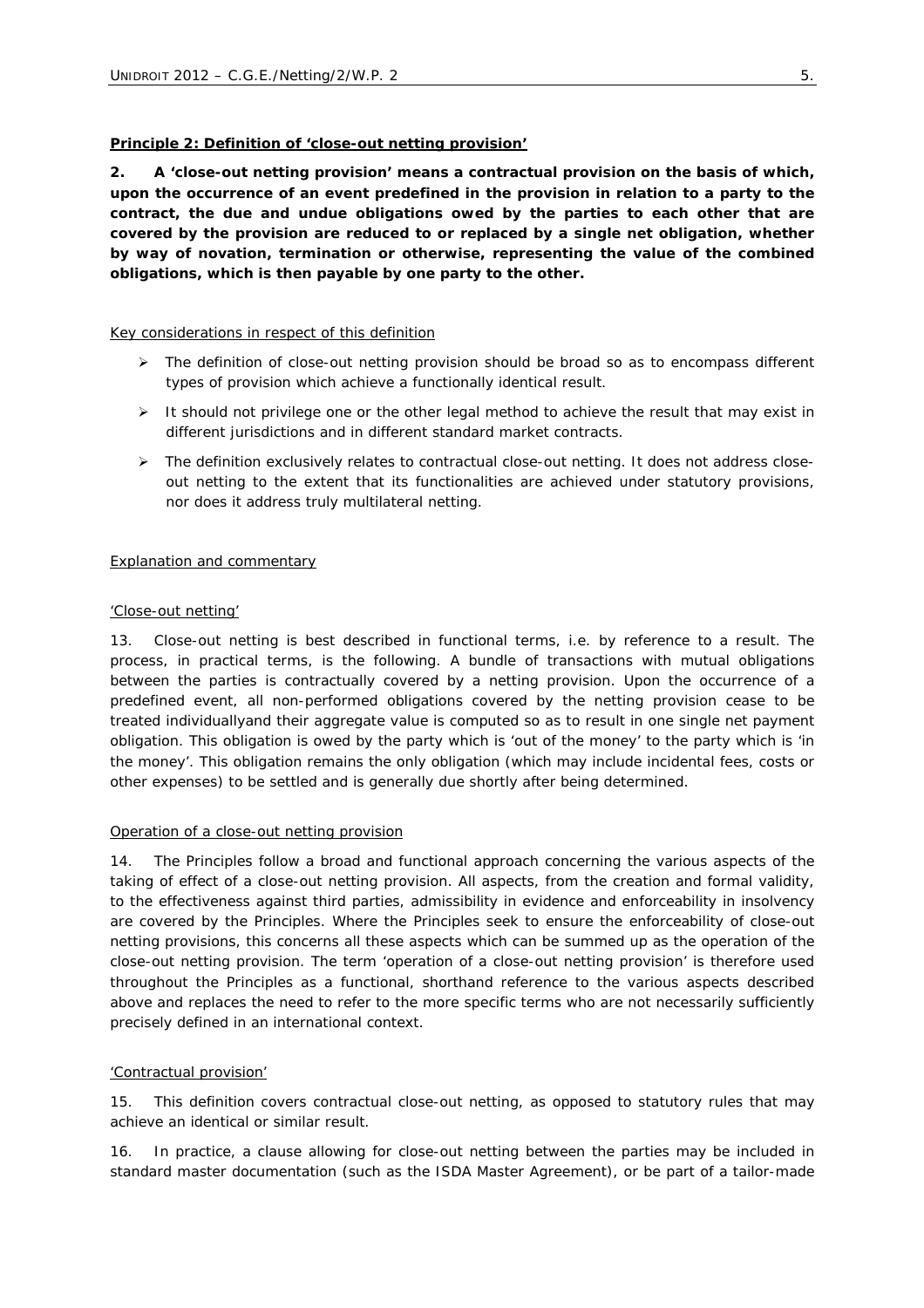**Principle 2: Definition of 'close-out netting provision'**

**2. A 'close-out netting provision' means a contractual provision on the basis of which, upon the occurrence of an event predefined in the provision in relation to a party to the contract, the due and undue obligations owed by the parties to each other that are covered by the provision are reduced to or replaced by a single net obligation, whether by way of novation, termination or otherwise, representing the value of the combined obligations, which is then payable by one party to the other.**

Key considerations in respect of this definition

- The definition of close-out netting provision should be broad so as to encompass different types of provision which achieve a functionally identical result.
- It should not privilege one or the other legal method to achieve the result that may exist in different jurisdictions and in different standard market contracts.
- The definition exclusively relates to contractual close-out netting. It does not address close-out netting to the extent that its functionalities are achieved under statutory provisions, nor does it address truly multilateral netting.

Explanation and commentary

*'Close-out netting'*

13. Close-out netting is best described in functional terms, i.e. by reference to a result. The process, in practical terms, is the following. A bundle of transactions with mutual obligations between the parties is contractually covered by a netting provision. Upon the occurrence of a predefined event, all non-performed obligations covered by the netting provision cease to be treated individuallyand their aggregate value is computed so as to result in one single net payment obligation. This obligation is owed by the party which is 'out of the money' to the party which is 'in the money'. This obligation remains the only obligation (which may include incidental fees, costs or other expenses) to be settled and is generally due shortly after being determined.

Operation of a close-out netting provision

14. The Principles follow a broad and functional approach concerning the various aspects of the taking of effect of a close-out netting provision. All aspects, from the creation and formal validity, to the effectiveness against third parties, admissibility in evidence and enforceability in insolvency are covered by the Principles. Where the Principles seek to ensure the enforceability of close-out netting provisions, this concerns all these aspects which can be summed up as the operation of the close-out netting provision. The term 'operation of a close-out netting provision' is therefore used throughout the Principles as a functional, shorthand reference to the various aspects described above and replaces the need to refer to the more specific terms who are not necessarily sufficiently precisely defined in an international context.

*'Contractual provision'*

15. This definition covers contractual close-out netting, as opposed to statutory rules that may achieve an identical or similar result.

16. In practice, a clause allowing for close-out netting between the parties may be included in standard master documentation (such as the ISDA Master Agreement), or be part of a tailor-made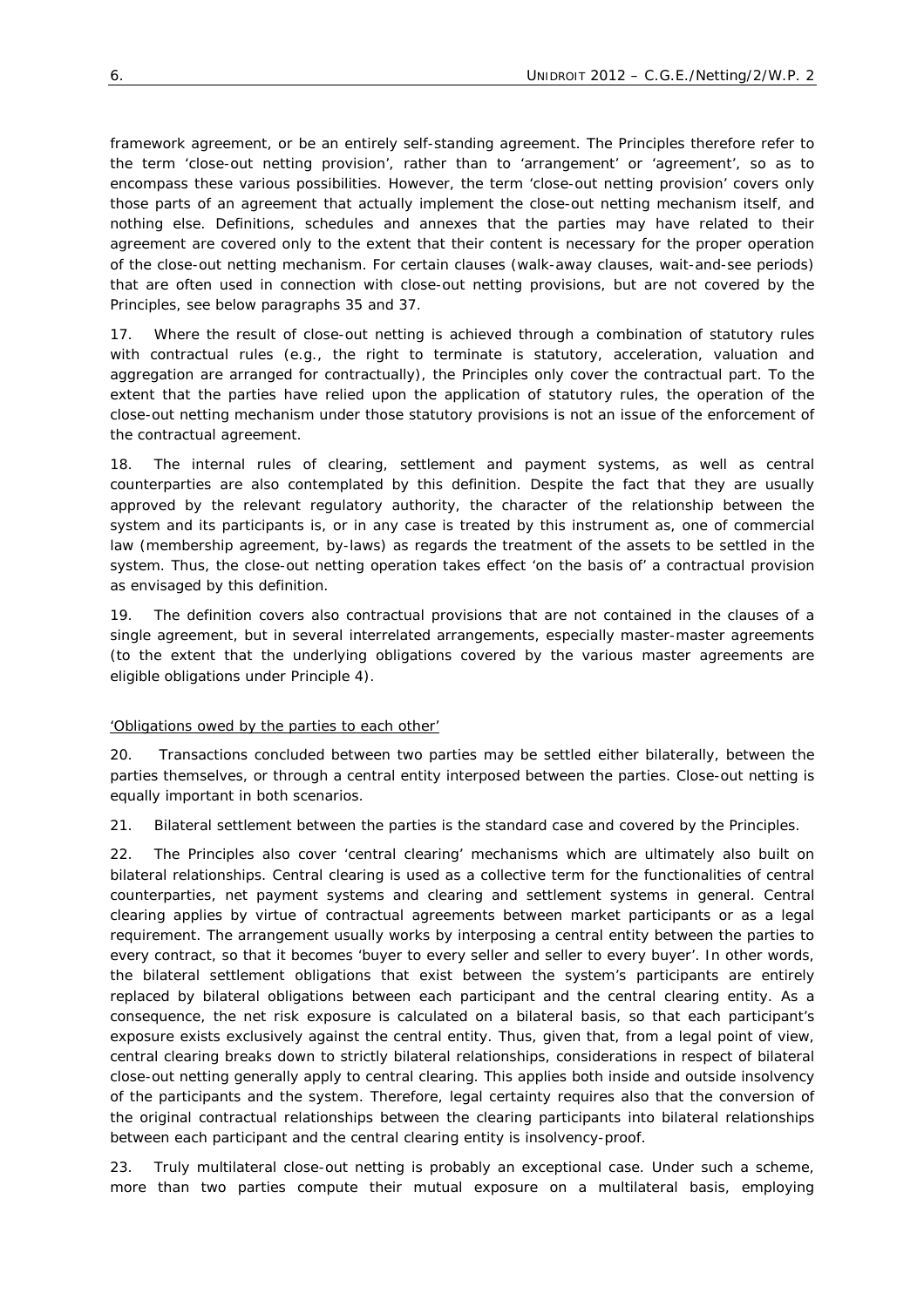framework agreement, or be an entirely self-standing agreement. The Principles therefore refer to the term 'close-out netting provision', rather than to 'arrangement' or 'agreement', so as to encompass these various possibilities. However, the term 'close-out netting provision' covers only those parts of an agreement that actually implement the close-out netting mechanism itself, and nothing else. Definitions, schedules and annexes that the parties may have related to their agreement are covered only to the extent that their content is necessary for the proper operation of the close-out netting mechanism. For certain clauses (walk-away clauses, wait-and-see periods) that are often used in connection with close-out netting provisions, but are not covered by the Principles, see below paragraphs 35 and 37.

17. Where the result of close-out netting is achieved through a combination of statutory rules with contractual rules (e.g., the right to terminate is statutory, acceleration, valuation and aggregation are arranged for contractually), the Principles only cover the contractual part. To the extent that the parties have relied upon the application of statutory rules, the operation of the close-out netting mechanism under those statutory provisions is not an issue of the enforcement of the contractual agreement.

18. The internal rules of clearing, settlement and payment systems, as well as central counterparties are also contemplated by this definition. Despite the fact that they are usually approved by the relevant regulatory authority, the character of the relationship between the system and its participants is, or in any case is treated by this instrument as, one of commercial law (membership agreement, by-laws) as regards the treatment of the assets to be settled in the system. Thus, the close-out netting operation takes effect 'on the basis of' a contractual provision as envisaged by this definition.

19. The definition covers also contractual provisions that are not contained in the clauses of a single agreement, but in several interrelated arrangements, especially master-master agreements (to the extent that the underlying obligations covered by the various master agreements are eligible obligations under Principle 4).

'Obligations owed by the parties to each other'

20. Transactions concluded between two parties may be settled either bilaterally, between the parties themselves, or through a central entity interposed between the parties. Close-out netting is equally important in both scenarios.

21. Bilateral settlement between the parties is the standard case and covered by the Principles.

22. The Principles also cover 'central clearing' mechanisms which are ultimately also built on bilateral relationships. Central clearing is used as a collective term for the functionalities of central counterparties, net payment systems and clearing and settlement systems in general. Central clearing applies by virtue of contractual agreements between market participants or as a legal requirement. The arrangement usually works by interposing a central entity between the parties to every contract, so that it becomes 'buyer to every seller and seller to every buyer'. In other words, the bilateral settlement obligations that exist between the system's participants are entirely replaced by bilateral obligations between each participant and the central clearing entity. As a consequence, the net risk exposure is calculated on a bilateral basis, so that each participant's exposure exists exclusively against the central entity. Thus, given that, from a legal point of view, central clearing breaks down to strictly bilateral relationships, considerations in respect of bilateral close-out netting generally apply to central clearing. This applies both inside and outside insolvency of the participants and the system. Therefore, legal certainty requires also that the conversion of the original contractual relationships between the clearing participants into bilateral relationships between each participant and the central clearing entity is insolvency-proof.

23. Truly multilateral close-out netting is probably an exceptional case. Under such a scheme, more than two parties compute their mutual exposure on a multilateral basis, employing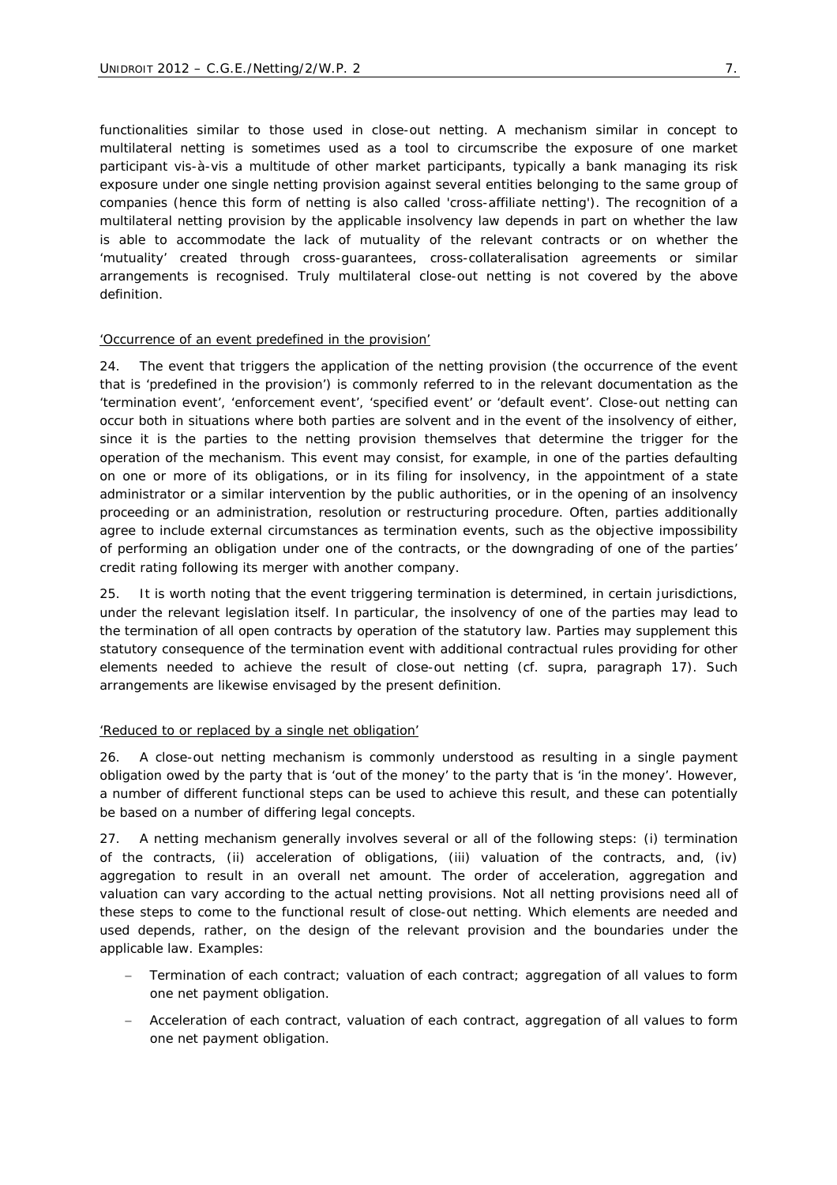functionalities similar to those used in close-out netting. A mechanism similar in concept to multilateral netting is sometimes used as a tool to circumscribe the exposure of one market participant vis-à-vis a multitude of other market participants, typically a bank managing its risk exposure under one single netting provision against several entities belonging to the same group of companies (hence this form of netting is also called 'cross-affiliate netting'). The recognition of a multilateral netting provision by the applicable insolvency law depends in part on whether the law is able to accommodate the lack of mutuality of the relevant contracts or on whether the 'mutuality' created through cross-guarantees, cross-collateralisation agreements or similar arrangements is recognised. Truly multilateral close-out netting is not covered by the above definition.

'Occurrence of an event predefined in the provision'

24. The event that triggers the application of the netting provision (the occurrence of the event that is 'predefined in the provision') is commonly referred to in the relevant documentation as the 'termination event', 'enforcement event', 'specified event' or 'default event'. Close-out netting can occur both in situations where both parties are solvent and in the event of the insolvency of either, since it is the parties to the netting provision themselves that determine the trigger for the operation of the mechanism. This event may consist, for example, in one of the parties defaulting on one or more of its obligations, or in its filing for insolvency, in the appointment of a state administrator or a similar intervention by the public authorities, or in the opening of an insolvency proceeding or an administration, resolution or restructuring procedure. Often, parties additionally agree to include external circumstances as termination events, such as the objective impossibility of performing an obligation under one of the contracts, or the downgrading of one of the parties' credit rating following its merger with another company.

25. It is worth noting that the event triggering termination is determined, in certain jurisdictions, under the relevant legislation itself. In particular, the insolvency of one of the parties may lead to the termination of all open contracts by operation of the statutory law. Parties may supplement this statutory consequence of the termination event with additional contractual rules providing for other elements needed to achieve the result of close-out netting (cf. *supra*, paragraph 17). Such arrangements are likewise envisaged by the present definition.

'Reduced to or replaced by a single net obligation'

26. A close-out netting mechanism is commonly understood as resulting in a single payment obligation owed by the party that is 'out of the money' to the party that is 'in the money'. However, a number of different functional steps can be used to achieve this result, and these can potentially be based on a number of differing legal concepts.

27. A netting mechanism generally involves several or all of the following steps: (i) termination of the contracts, (ii) acceleration of obligations, (iii) valuation of the contracts, and, (iv) aggregation to result in an overall net amount. The order of acceleration, aggregation and valuation can vary according to the actual netting provisions. Not all netting provisions need all of these steps to come to the functional result of close-out netting. Which elements are needed and used depends, rather, on the design of the relevant provision and the boundaries under the applicable law. Examples:

- Termination of each contract; valuation of each contract; aggregation of all values to form one net payment obligation.
- Acceleration of each contract, valuation of each contract, aggregation of all values to form one net payment obligation.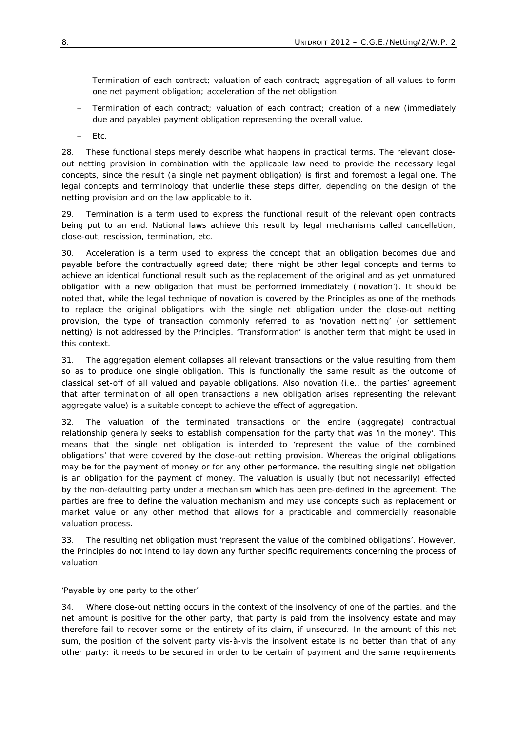- Termination of each contract; valuation of each contract; aggregation of all values to form one net payment obligation; acceleration of the net obligation.
- Termination of each contract; valuation of each contract; creation of a new (immediately due and payable) payment obligation representing the overall value.
- Etc.

28. These functional steps merely describe what happens in practical terms. The relevant close-out netting provision in combination with the applicable law need to provide the necessary legal concepts, since the result (a single net payment obligation) is first and foremost a legal one. The legal concepts and terminology that underlie these steps differ, depending on the design of the netting provision and on the law applicable to it.

29. Termination is a term used to express the functional result of the relevant open contracts being put to an end. National laws achieve this result by legal mechanisms called cancellation, close-out, rescission, termination, etc.

30. Acceleration is a term used to express the concept that an obligation becomes due and payable before the contractually agreed date; there might be other legal concepts and terms to achieve an identical functional result such as the replacement of the original and as yet unmatured obligation with a new obligation that must be performed immediately ('novation'). It should be noted that, while the legal technique of novation is covered by the Principles as one of the methods to replace the original obligations with the single net obligation under the close-out netting provision, the type of transaction commonly referred to as 'novation netting' (or settlement netting) is not addressed by the Principles. 'Transformation' is another term that might be used in this context.

31. The aggregation element collapses all relevant transactions or the value resulting from them so as to produce one single obligation. This is functionally the same result as the outcome of classical set-off of all valued and payable obligations. Also novation (i.e., the parties' agreement that after termination of all open transactions a new obligation arises representing the relevant aggregate value) is a suitable concept to achieve the effect of aggregation.

32. The valuation of the terminated transactions or the entire (aggregate) contractual relationship generally seeks to establish compensation for the party that was 'in the money'. This means that the single net obligation is intended to 'represent the value of the combined obligations' that were covered by the close-out netting provision. Whereas the original obligations may be for the payment of money or for any other performance, the resulting single net obligation is an obligation for the payment of money. The valuation is usually (but not necessarily) effected by the non-defaulting party under a mechanism which has been pre-defined in the agreement. The parties are free to define the valuation mechanism and may use concepts such as replacement or market value or any other method that allows for a practicable and commercially reasonable valuation process.

33. The resulting net obligation must 'represent the value of the combined obligations'. However, the Principles do not intend to lay down any further specific requirements concerning the process of valuation.

'Payable by one party to the other'

34. Where close-out netting occurs in the context of the insolvency of one of the parties, and the net amount is positive for the other party, that party is paid from the insolvency estate and may therefore fail to recover some or the entirety of its claim, if unsecured. In the amount of this net sum, the position of the solvent party vis-à-vis the insolvent estate is no better than that of any other party: it needs to be secured in order to be certain of payment and the same requirements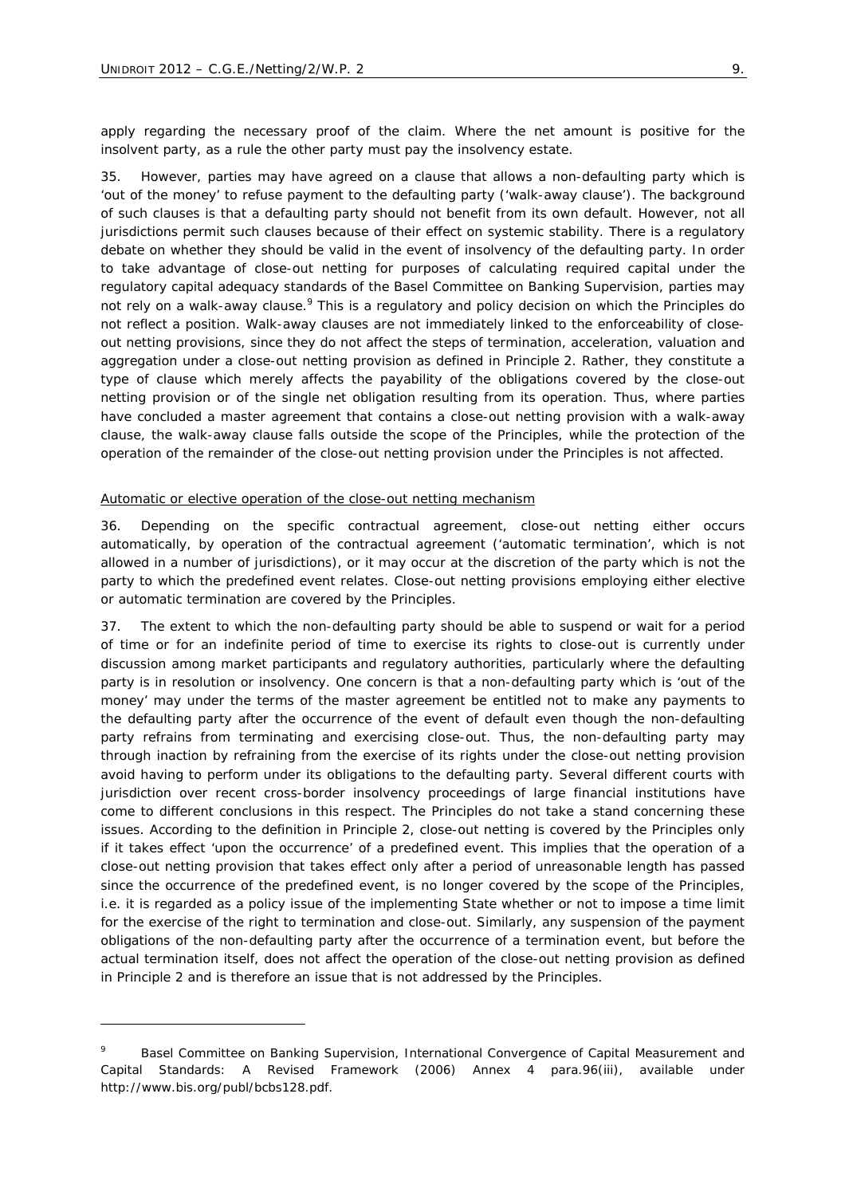apply regarding the necessary proof of the claim. Where the net amount is positive for the insolvent party, as a rule the other party must pay the insolvency estate.

35. However, parties may have agreed on a clause that allows a non-defaulting party which is 'out of the money' to refuse payment to the defaulting party ('walk-away clause'). The background of such clauses is that a defaulting party should not benefit from its own default. However, not all jurisdictions permit such clauses because of their effect on systemic stability. There is a regulatory debate on whether they should be valid in the event of insolvency of the defaulting party. In order to take advantage of close-out netting for purposes of calculating required capital under the regulatory capital adequacy standards of the Basel Committee on Banking Supervision, parties may not rely on a walk-away clause.[9] This is a regulatory and policy decision on which the Principles do not reflect a position. Walk-away clauses are not immediately linked to the enforceability of close-out netting provisions, since they do not affect the steps of termination, acceleration, valuation and aggregation under a close-out netting provision as defined in Principle 2. Rather, they constitute a type of clause which merely affects the payability of the obligations covered by the close-out netting provision or of the single net obligation resulting from its operation. Thus, where parties have concluded a master agreement that contains a close-out netting provision with a walk-away clause, the walk-away clause falls outside the scope of the Principles, while the protection of the operation of the remainder of the close-out netting provision under the Principles is not affected.

Automatic or elective operation of the close-out netting mechanism

36. Depending on the specific contractual agreement, close-out netting either occurs automatically, by operation of the contractual agreement ('automatic termination', which is not allowed in a number of jurisdictions), or it may occur at the discretion of the party which is not the party to which the predefined event relates. Close-out netting provisions employing either elective or automatic termination are covered by the Principles.

37. The extent to which the non-defaulting party should be able to suspend or wait for a period of time or for an indefinite period of time to exercise its rights to close-out is currently under discussion among market participants and regulatory authorities, particularly where the defaulting party is in resolution or insolvency. One concern is that a non-defaulting party which is 'out of the money' may under the terms of the master agreement be entitled not to make any payments to the defaulting party after the occurrence of the event of default even though the non-defaulting party refrains from terminating and exercising close-out. Thus, the non-defaulting party may through inaction by refraining from the exercise of its rights under the close-out netting provision avoid having to perform under its obligations to the defaulting party. Several different courts with jurisdiction over recent cross-border insolvency proceedings of large financial institutions have come to different conclusions in this respect. The Principles do not take a stand concerning these issues. According to the definition in Principle 2, close-out netting is covered by the Principles only if it takes effect 'upon the occurrence' of a predefined event. This implies that the operation of a close-out netting provision that takes effect only after a period of unreasonable length has passed since the occurrence of the predefined event, is no longer covered by the scope of the Principles, i.e. it is regarded as a policy issue of the implementing State whether or not to impose a time limit for the exercise of the right to termination and close-out. Similarly, any suspension of the payment obligations of the non-defaulting party after the occurrence of a termination event, but before the actual termination itself, does not affect the operation of the close-out netting provision as defined in Principle 2 and is therefore an issue that is not addressed by the Principles.

---

[9] *Basel Committee on Banking Supervision, International Convergence of Capital Measurement and Capital Standards: A Revised Framework* (2006) Annex 4 para.96(iii), available under http://www.bis.org/publ/bcbs128.pdf.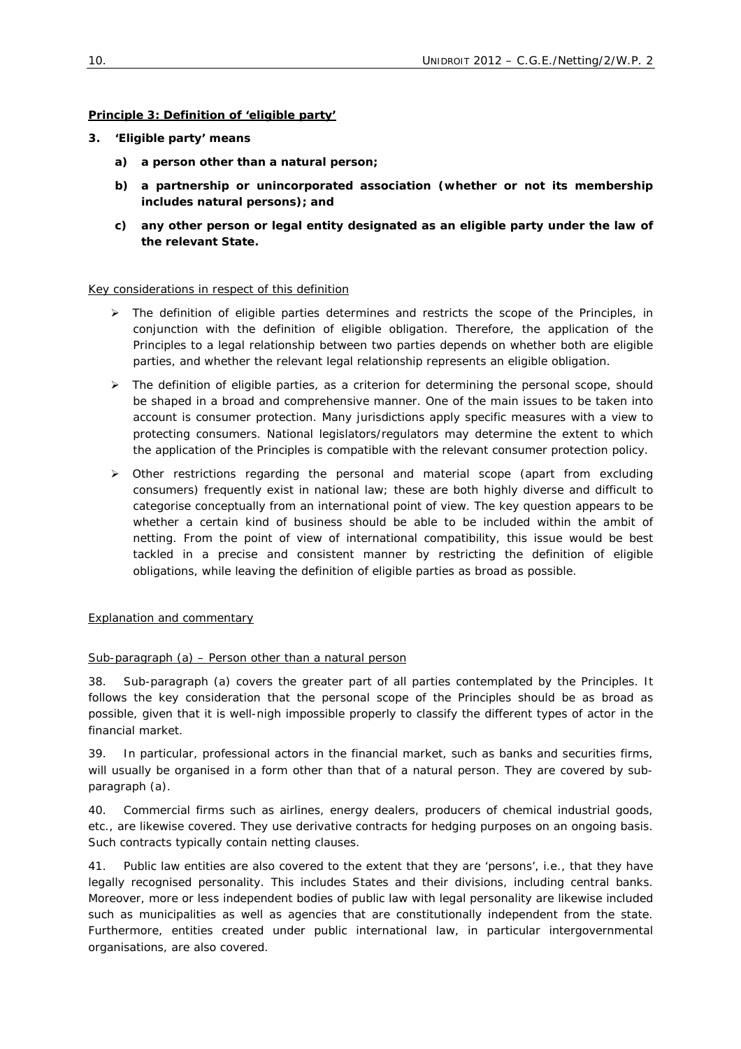**Principle 3: Definition of 'eligible party'**

**3. 'Eligible party' means**

**a) a person other than a natural person;**

**b) a partnership or unincorporated association (whether or not its membership includes natural persons); and**

**c) any other person or legal entity designated as an eligible party under the law of the relevant State.**

Key considerations in respect of this definition

- The definition of eligible parties determines and restricts the scope of the Principles, in conjunction with the definition of eligible obligation. Therefore, the application of the Principles to a legal relationship between two parties depends on whether both are eligible parties, and whether the relevant legal relationship represents an eligible obligation.
- The definition of eligible parties, as a criterion for determining the personal scope, should be shaped in a broad and comprehensive manner. One of the main issues to be taken into account is consumer protection. Many jurisdictions apply specific measures with a view to protecting consumers. National legislators/regulators may determine the extent to which the application of the Principles is compatible with the relevant consumer protection policy.
- Other restrictions regarding the personal and material scope (apart from excluding consumers) frequently exist in national law; these are both highly diverse and difficult to categorise conceptually from an international point of view. The key question appears to be whether a certain kind of business should be able to be included within the ambit of netting. From the point of view of international compatibility, this issue would be best tackled in a precise and consistent manner by restricting the definition of eligible obligations, while leaving the definition of eligible parties as broad as possible.

Explanation and commentary

Sub-paragraph (a) – Person other than a natural person

38. Sub-paragraph (a) covers the greater part of all parties contemplated by the Principles. It follows the key consideration that the personal scope of the Principles should be as broad as possible, given that it is well-nigh impossible properly to classify the different types of actor in the financial market.

39. In particular, professional actors in the financial market, such as banks and securities firms, will usually be organised in a form other than that of a natural person. They are covered by sub-paragraph (a).

40. Commercial firms such as airlines, energy dealers, producers of chemical industrial goods, etc., are likewise covered. They use derivative contracts for hedging purposes on an ongoing basis. Such contracts typically contain netting clauses.

41. Public law entities are also covered to the extent that they are 'persons', i.e., that they have legally recognised personality. This includes States and their divisions, including central banks. Moreover, more or less independent bodies of public law with legal personality are likewise included such as municipalities as well as agencies that are constitutionally independent from the state. Furthermore, entities created under public international law, in particular intergovernmental organisations, are also covered.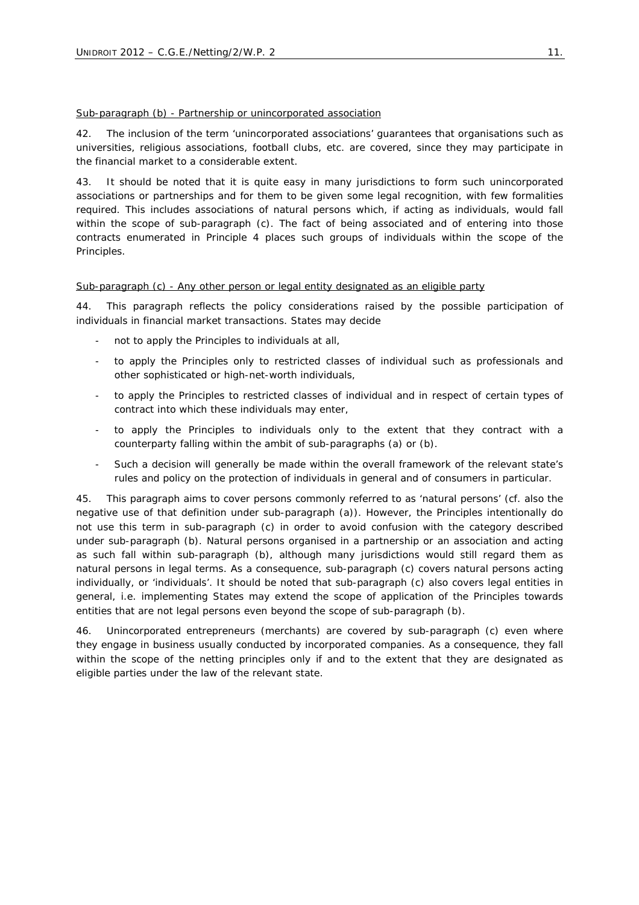Sub-paragraph (b) - Partnership or unincorporated association

42. The inclusion of the term 'unincorporated associations' guarantees that organisations such as universities, religious associations, football clubs, etc. are covered, since they may participate in the financial market to a considerable extent.

43. It should be noted that it is quite easy in many jurisdictions to form such unincorporated associations or partnerships and for them to be given some legal recognition, with few formalities required. This includes associations of natural persons which, if acting as individuals, would fall within the scope of sub-paragraph (c). The fact of being associated and of entering into those contracts enumerated in Principle 4 places such groups of individuals within the scope of the Principles.

Sub-paragraph (c) - Any other person or legal entity designated as an eligible party

44. This paragraph reflects the policy considerations raised by the possible participation of individuals in financial market transactions. States may decide

- not to apply the Principles to individuals at all,
- to apply the Principles only to restricted classes of individual such as professionals and other sophisticated or high-net-worth individuals,
- to apply the Principles to restricted classes of individual and in respect of certain types of contract into which these individuals may enter,
- to apply the Principles to individuals only to the extent that they contract with a counterparty falling within the ambit of sub-paragraphs (a) or (b).
- Such a decision will generally be made within the overall framework of the relevant state's rules and policy on the protection of individuals in general and of consumers in particular.

45. This paragraph aims to cover persons commonly referred to as 'natural persons' (cf. also the negative use of that definition under sub-paragraph (a)). However, the Principles intentionally do not use this term in sub-paragraph (c) in order to avoid confusion with the category described under sub-paragraph (b). Natural persons organised in a partnership or an association and acting as such fall within sub-paragraph (b), although many jurisdictions would still regard them as natural persons in legal terms. As a consequence, sub-paragraph (c) covers natural persons acting individually, or 'individuals'. It should be noted that sub-paragraph (c) also covers legal entities in general, i.e. implementing States may extend the scope of application of the Principles towards entities that are not legal persons even beyond the scope of sub-paragraph (b).

46. Unincorporated entrepreneurs (merchants) are covered by sub-paragraph (c) even where they engage in business usually conducted by incorporated companies. As a consequence, they fall within the scope of the netting principles only if and to the extent that they are designated as eligible parties under the law of the relevant state.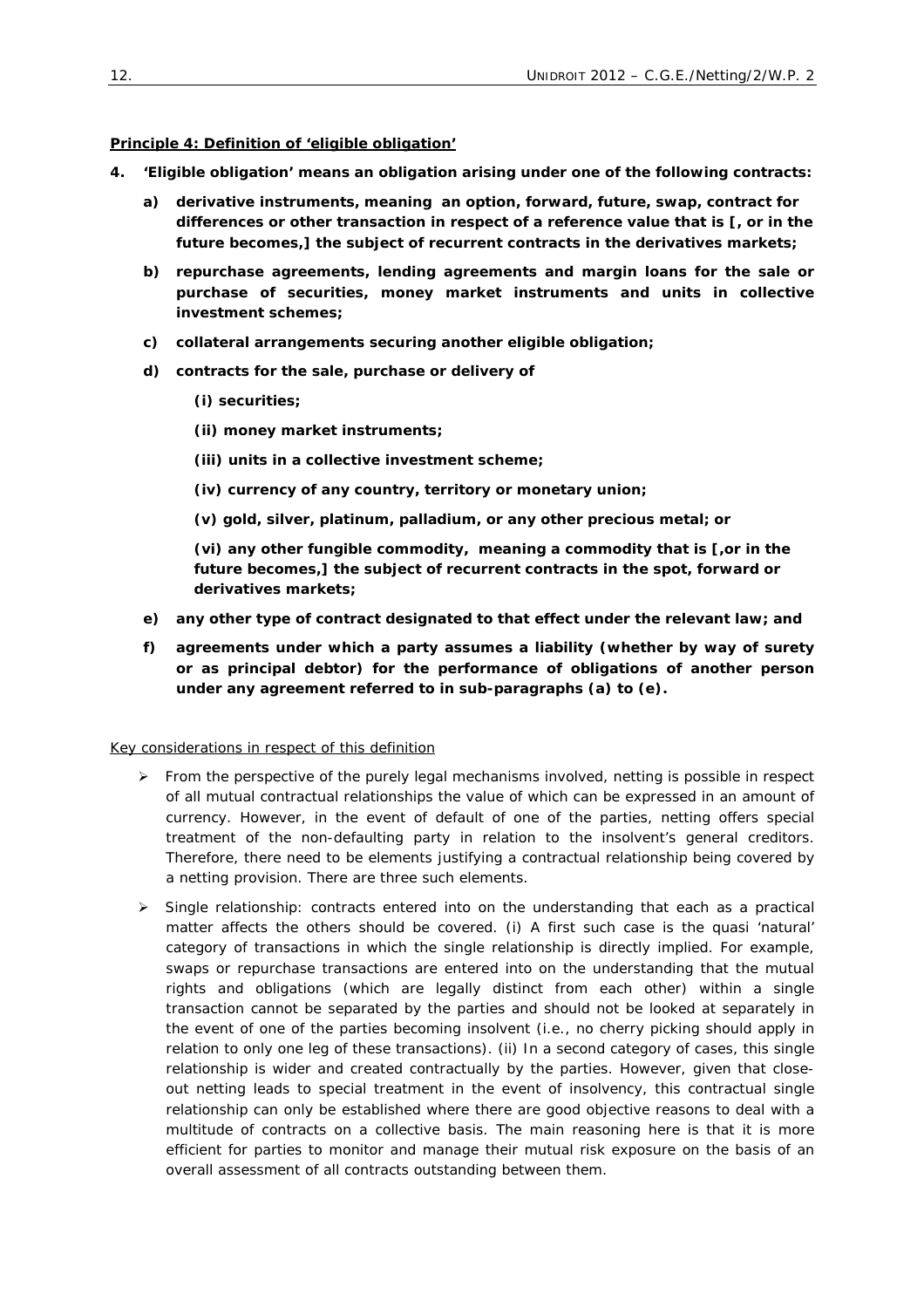**Principle 4: Definition of 'eligible obligation'**

**4. 'Eligible obligation' means an obligation arising under one of the following contracts:**

**a) derivative instruments, meaning an option, forward, future, swap, contract for differences or other transaction in respect of a reference value that is [, or in the future becomes,] the subject of recurrent contracts in the derivatives markets;**

**b) repurchase agreements, lending agreements and margin loans for the sale or purchase of securities, money market instruments and units in collective investment schemes;**

**c) collateral arrangements securing another eligible obligation;**

**d) contracts for the sale, purchase or delivery of**

**(i) securities;**

**(ii) money market instruments;**

**(iii) units in a collective investment scheme;**

**(iv) currency of any country, territory or monetary union;**

**(v) gold, silver, platinum, palladium, or any other precious metal; or**

**(vi) any other fungible commodity, meaning a commodity that is [,or in the future becomes,] the subject of recurrent contracts in the spot, forward or derivatives markets;**

**e) any other type of contract designated to that effect under the relevant law; and**

**f) agreements under which a party assumes a liability (whether by way of surety or as principal debtor) for the performance of obligations of another person under any agreement referred to in sub-paragraphs (a) to (e).**

Key considerations in respect of this definition

- From the perspective of the purely legal mechanisms involved, netting is possible in respect of all mutual contractual relationships the value of which can be expressed in an amount of currency. However, in the event of default of one of the parties, netting offers special treatment of the non-defaulting party in relation to the insolvent's general creditors. Therefore, there need to be elements justifying a contractual relationship being covered by a netting provision. There are three such elements.

- Single relationship: contracts entered into on the understanding that each as a practical matter affects the others should be covered. (i) A first such case is the quasi 'natural' category of transactions in which the single relationship is directly implied. For example, swaps or repurchase transactions are entered into on the understanding that the mutual rights and obligations (which are legally distinct from each other) within a single transaction cannot be separated by the parties and should not be looked at separately in the event of one of the parties becoming insolvent (i.e., no cherry picking should apply in relation to only one leg of these transactions). (ii) In a second category of cases, this single relationship is wider and created contractually by the parties. However, given that close-out netting leads to special treatment in the event of insolvency, this contractual single relationship can only be established where there are good objective reasons to deal with a multitude of contracts on a collective basis. The main reasoning here is that it is more efficient for parties to monitor and manage their mutual risk exposure on the basis of an overall assessment of all contracts outstanding between them.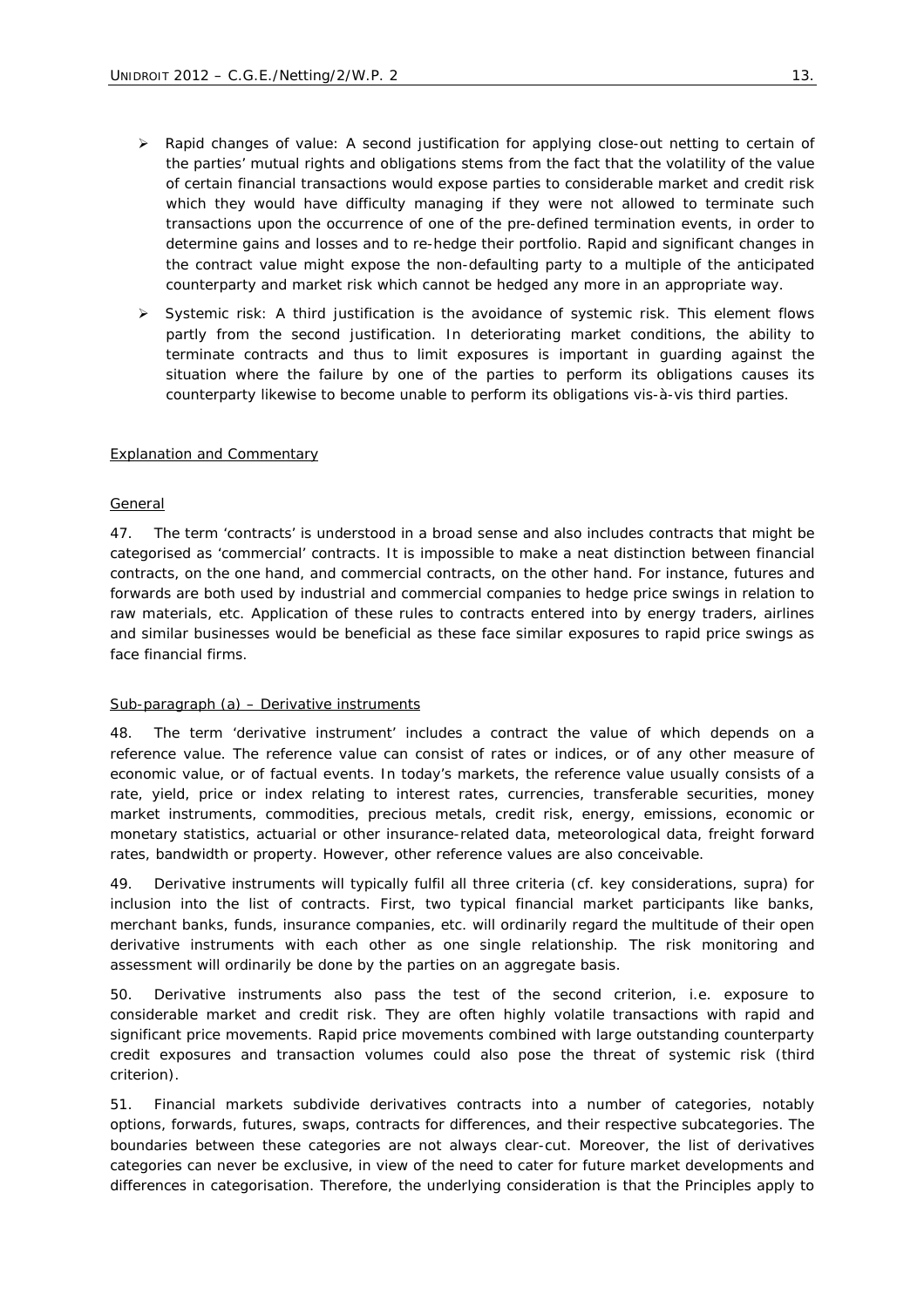- Rapid changes of value: A second justification for applying close-out netting to certain of the parties' mutual rights and obligations stems from the fact that the volatility of the value of certain financial transactions would expose parties to considerable market and credit risk which they would have difficulty managing if they were not allowed to terminate such transactions upon the occurrence of one of the pre-defined termination events, in order to determine gains and losses and to re-hedge their portfolio. Rapid and significant changes in the contract value might expose the non-defaulting party to a multiple of the anticipated counterparty and market risk which cannot be hedged any more in an appropriate way.

- Systemic risk: A third justification is the avoidance of systemic risk. This element flows partly from the second justification. In deteriorating market conditions, the ability to terminate contracts and thus to limit exposures is important in guarding against the situation where the failure by one of the parties to perform its obligations causes its counterparty likewise to become unable to perform its obligations vis-à-vis third parties.

## Explanation and Commentary

### General

47. The term 'contracts' is understood in a broad sense and also includes contracts that might be categorised as 'commercial' contracts. It is impossible to make a neat distinction between financial contracts, on the one hand, and commercial contracts, on the other hand. For instance, futures and forwards are both used by industrial and commercial companies to hedge price swings in relation to raw materials, etc. Application of these rules to contracts entered into by energy traders, airlines and similar businesses would be beneficial as these face similar exposures to rapid price swings as face financial firms.

### Sub-paragraph (a) – Derivative instruments

48. The term 'derivative instrument' includes a contract the value of which depends on a reference value. The reference value can consist of rates or indices, or of any other measure of economic value, or of factual events. In today's markets, the reference value usually consists of a rate, yield, price or index relating to interest rates, currencies, transferable securities, money market instruments, commodities, precious metals, credit risk, energy, emissions, economic or monetary statistics, actuarial or other insurance-related data, meteorological data, freight forward rates, bandwidth or property. However, other reference values are also conceivable.

49. Derivative instruments will typically fulfil all three criteria (cf. key considerations, *supra*) for inclusion into the list of contracts. First, two typical financial market participants like banks, merchant banks, funds, insurance companies, etc. will ordinarily regard the multitude of their open derivative instruments with each other as one single relationship. The risk monitoring and assessment will ordinarily be done by the parties on an aggregate basis.

50. Derivative instruments also pass the test of the second criterion, i.e. exposure to considerable market and credit risk. They are often highly volatile transactions with rapid and significant price movements. Rapid price movements combined with large outstanding counterparty credit exposures and transaction volumes could also pose the threat of systemic risk (third criterion).

51. Financial markets subdivide derivatives contracts into a number of categories, notably options, forwards, futures, swaps, contracts for differences, and their respective subcategories. The boundaries between these categories are not always clear-cut. Moreover, the list of derivatives categories can never be exclusive, in view of the need to cater for future market developments and differences in categorisation. Therefore, the underlying consideration is that the Principles apply to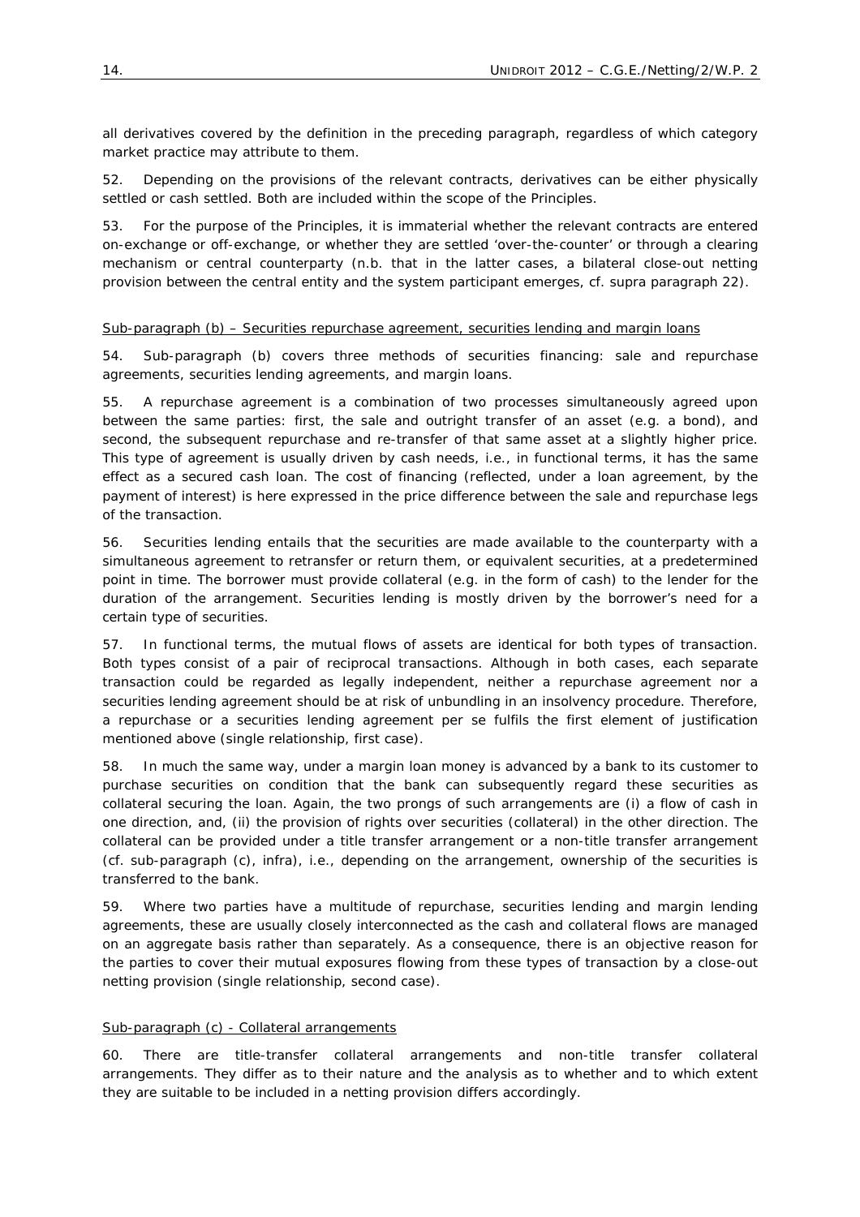all derivatives covered by the definition in the preceding paragraph, regardless of which category market practice may attribute to them.

52. Depending on the provisions of the relevant contracts, derivatives can be either physically settled or cash settled. Both are included within the scope of the Principles.

53. For the purpose of the Principles, it is immaterial whether the relevant contracts are entered on-exchange or off-exchange, or whether they are settled 'over-the-counter' or through a clearing mechanism or central counterparty (n.b. that in the latter cases, a bilateral close-out netting provision between the central entity and the system participant emerges, cf. supra paragraph 22).

Sub-paragraph (b) – Securities repurchase agreement, securities lending and margin loans

54. Sub-paragraph (b) covers three methods of securities financing: sale and repurchase agreements, securities lending agreements, and margin loans.

55. A repurchase agreement is a combination of two processes simultaneously agreed upon between the same parties: first, the sale and outright transfer of an asset (e.g. a bond), and second, the subsequent repurchase and re-transfer of that same asset at a slightly higher price. This type of agreement is usually driven by cash needs, i.e., in functional terms, it has the same effect as a secured cash loan. The cost of financing (reflected, under a loan agreement, by the payment of interest) is here expressed in the price difference between the sale and repurchase legs of the transaction.

56. Securities lending entails that the securities are made available to the counterparty with a simultaneous agreement to retransfer or return them, or equivalent securities, at a predetermined point in time. The borrower must provide collateral (e.g. in the form of cash) to the lender for the duration of the arrangement. Securities lending is mostly driven by the borrower's need for a certain type of securities.

57. In functional terms, the mutual flows of assets are identical for both types of transaction. Both types consist of a pair of reciprocal transactions. Although in both cases, each separate transaction could be regarded as legally independent, neither a repurchase agreement nor a securities lending agreement should be at risk of unbundling in an insolvency procedure. Therefore, a repurchase or a securities lending agreement per se fulfils the first element of justification mentioned above (single relationship, first case).

58. In much the same way, under a margin loan money is advanced by a bank to its customer to purchase securities on condition that the bank can subsequently regard these securities as collateral securing the loan. Again, the two prongs of such arrangements are (i) a flow of cash in one direction, and, (ii) the provision of rights over securities (collateral) in the other direction. The collateral can be provided under a title transfer arrangement or a non-title transfer arrangement (cf. sub-paragraph (c), infra), i.e., depending on the arrangement, ownership of the securities is transferred to the bank.

59. Where two parties have a multitude of repurchase, securities lending and margin lending agreements, these are usually closely interconnected as the cash and collateral flows are managed on an aggregate basis rather than separately. As a consequence, there is an objective reason for the parties to cover their mutual exposures flowing from these types of transaction by a close-out netting provision (single relationship, second case).

Sub-paragraph (c) - Collateral arrangements

60. There are title-transfer collateral arrangements and non-title transfer collateral arrangements. They differ as to their nature and the analysis as to whether and to which extent they are suitable to be included in a netting provision differs accordingly.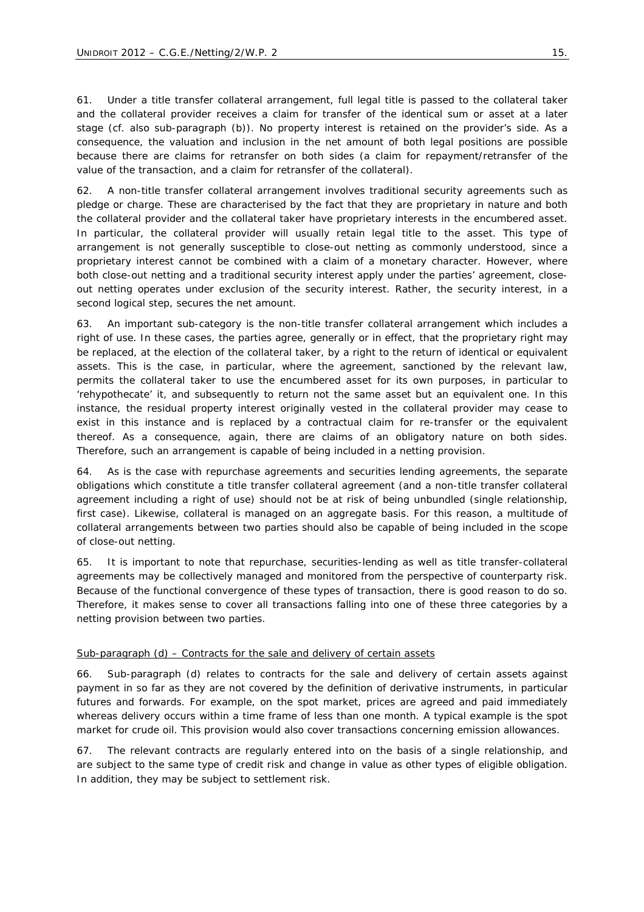61. Under a title transfer collateral arrangement, full legal title is passed to the collateral taker and the collateral provider receives a claim for transfer of the identical sum or asset at a later stage (cf. also sub-paragraph (b)). No property interest is retained on the provider's side. As a consequence, the valuation and inclusion in the net amount of both legal positions are possible because there are claims for retransfer on both sides (a claim for repayment/retransfer of the value of the transaction, and a claim for retransfer of the collateral).

62. A non-title transfer collateral arrangement involves traditional security agreements such as pledge or charge. These are characterised by the fact that they are proprietary in nature and both the collateral provider and the collateral taker have proprietary interests in the encumbered asset. In particular, the collateral provider will usually retain legal title to the asset. This type of arrangement is not generally susceptible to close-out netting as commonly understood, since a proprietary interest cannot be combined with a claim of a monetary character. However, where both close-out netting and a traditional security interest apply under the parties' agreement, close-out netting operates under exclusion of the security interest. Rather, the security interest, in a second logical step, secures the net amount.

63. An important sub-category is the non-title transfer collateral arrangement which includes a right of use. In these cases, the parties agree, generally or in effect, that the proprietary right may be replaced, at the election of the collateral taker, by a right to the return of identical or equivalent assets. This is the case, in particular, where the agreement, sanctioned by the relevant law, permits the collateral taker to use the encumbered asset for its own purposes, in particular to 'rehypothecate' it, and subsequently to return not the same asset but an equivalent one. In this instance, the residual property interest originally vested in the collateral provider may cease to exist in this instance and is replaced by a contractual claim for re-transfer or the equivalent thereof. As a consequence, again, there are claims of an obligatory nature on both sides. Therefore, such an arrangement is capable of being included in a netting provision.

64. As is the case with repurchase agreements and securities lending agreements, the separate obligations which constitute a title transfer collateral agreement (and a non-title transfer collateral agreement including a right of use) should not be at risk of being unbundled (single relationship, first case). Likewise, collateral is managed on an aggregate basis. For this reason, a multitude of collateral arrangements between two parties should also be capable of being included in the scope of close-out netting.

65. It is important to note that repurchase, securities-lending as well as title transfer-collateral agreements may be collectively managed and monitored from the perspective of counterparty risk. Because of the functional convergence of these types of transaction, there is good reason to do so. Therefore, it makes sense to cover all transactions falling into one of these three categories by a netting provision between two parties.

Sub-paragraph (d) – Contracts for the sale and delivery of certain assets

66. Sub-paragraph (d) relates to contracts for the sale and delivery of certain assets against payment in so far as they are not covered by the definition of derivative instruments, in particular futures and forwards. For example, on the spot market, prices are agreed and paid immediately whereas delivery occurs within a time frame of less than one month. A typical example is the spot market for crude oil. This provision would also cover transactions concerning emission allowances.

67. The relevant contracts are regularly entered into on the basis of a single relationship, and are subject to the same type of credit risk and change in value as other types of eligible obligation. In addition, they may be subject to settlement risk.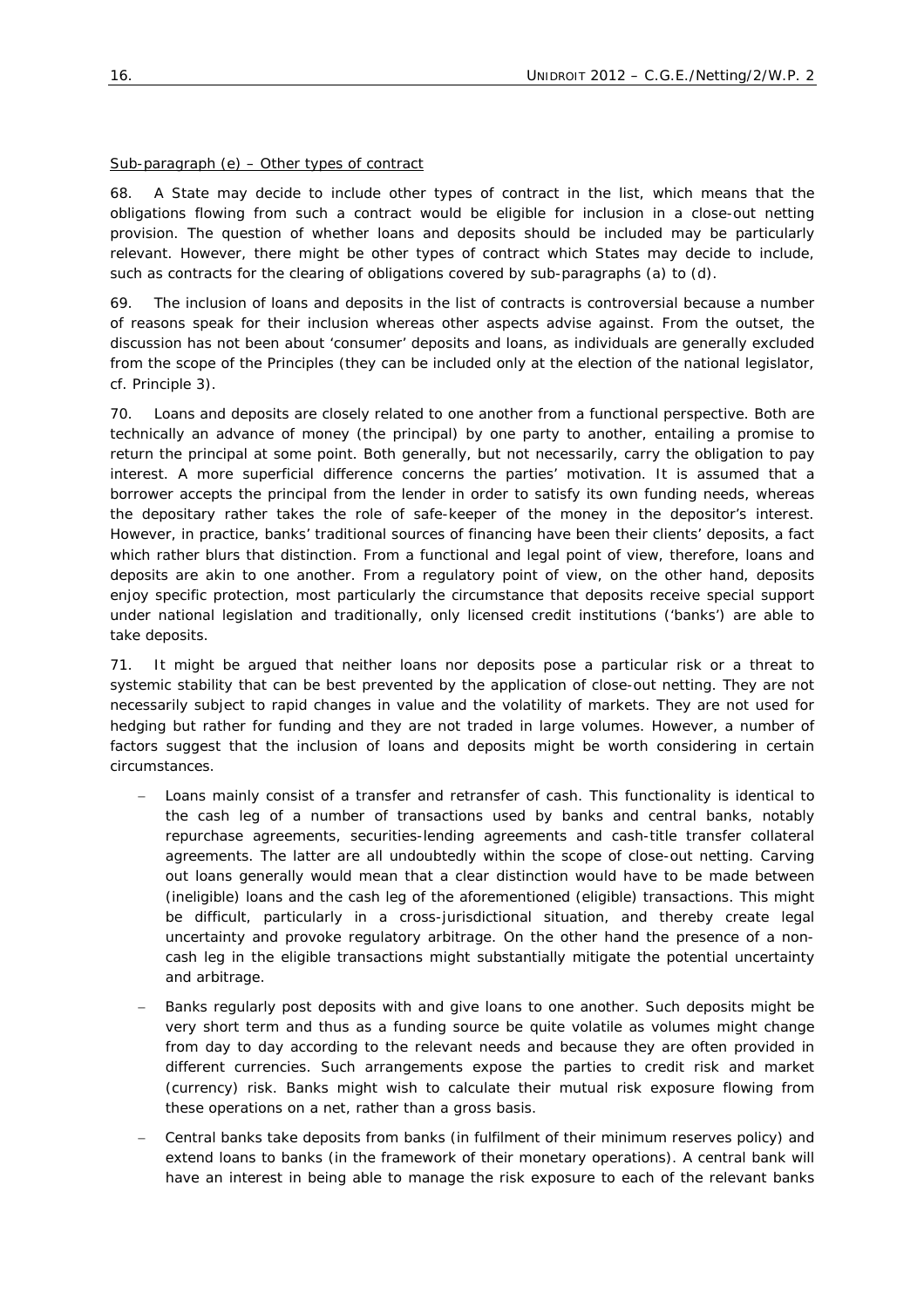Sub-paragraph (e) – Other types of contract

68. A State may decide to include other types of contract in the list, which means that the obligations flowing from such a contract would be eligible for inclusion in a close-out netting provision. The question of whether loans and deposits should be included may be particularly relevant. However, there might be other types of contract which States may decide to include, such as contracts for the clearing of obligations covered by sub-paragraphs (a) to (d).

69. The inclusion of loans and deposits in the list of contracts is controversial because a number of reasons speak for their inclusion whereas other aspects advise against. From the outset, the discussion has not been about 'consumer' deposits and loans, as individuals are generally excluded from the scope of the Principles (they can be included only at the election of the national legislator, cf. Principle 3).

70. Loans and deposits are closely related to one another from a functional perspective. Both are technically an advance of money (the principal) by one party to another, entailing a promise to return the principal at some point. Both generally, but not necessarily, carry the obligation to pay interest. A more superficial difference concerns the parties' motivation. It is assumed that a borrower accepts the principal from the lender in order to satisfy its own funding needs, whereas the depositary rather takes the role of safe-keeper of the money in the depositor's interest. However, in practice, banks' traditional sources of financing have been their clients' deposits, a fact which rather blurs that distinction. From a functional and legal point of view, therefore, loans and deposits are akin to one another. From a regulatory point of view, on the other hand, deposits enjoy specific protection, most particularly the circumstance that deposits receive special support under national legislation and traditionally, only licensed credit institutions ('banks') are able to take deposits.

71. It might be argued that neither loans nor deposits pose a particular risk or a threat to systemic stability that can be best prevented by the application of close-out netting. They are not necessarily subject to rapid changes in value and the volatility of markets. They are not used for hedging but rather for funding and they are not traded in large volumes. However, a number of factors suggest that the inclusion of loans and deposits might be worth considering in certain circumstances.

- Loans mainly consist of a transfer and retransfer of cash. This functionality is identical to the cash leg of a number of transactions used by banks and central banks, notably repurchase agreements, securities-lending agreements and cash-title transfer collateral agreements. The latter are all undoubtedly within the scope of close-out netting. Carving out loans generally would mean that a clear distinction would have to be made between (ineligible) loans and the cash leg of the aforementioned (eligible) transactions. This might be difficult, particularly in a cross-jurisdictional situation, and thereby create legal uncertainty and provoke regulatory arbitrage. On the other hand the presence of a non-cash leg in the eligible transactions might substantially mitigate the potential uncertainty and arbitrage.
- Banks regularly post deposits with and give loans to one another. Such deposits might be very term and thus as a funding source be quite volatile as volumes might change from day to day according to the relevant needs and because they are often provided in different currencies. Such arrangements expose the parties to credit risk and market (currency) risk. Banks might wish to calculate their mutual risk exposure flowing from these operations on a net, rather than a gross basis.
- Central banks take deposits from banks (in fulfilment of their minimum reserves policy) and extend loans to banks (in the framework of their monetary operations). A central bank will have an interest in being able to manage the risk exposure to each of the relevant banks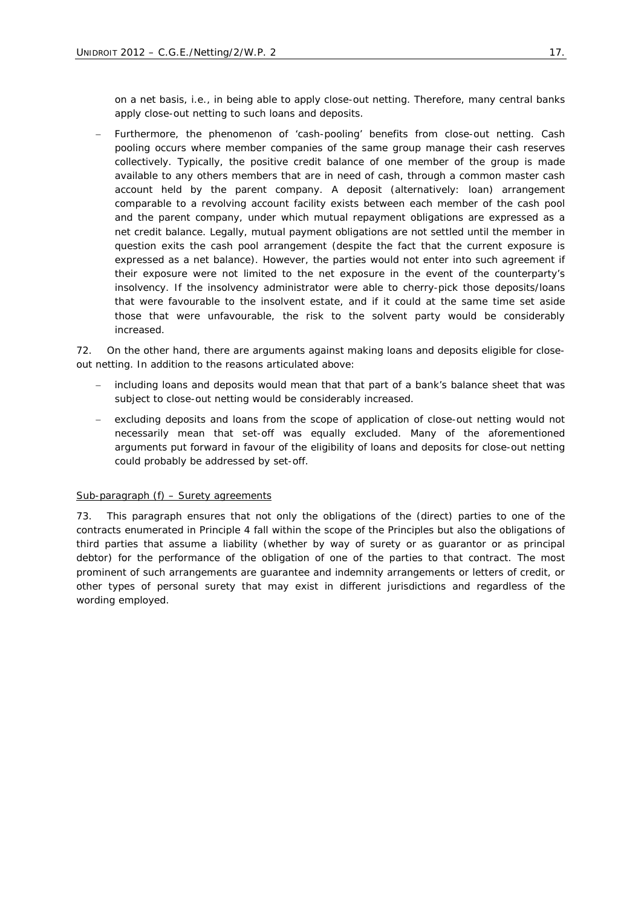on a net basis, i.e., in being able to apply close-out netting. Therefore, many central banks apply close-out netting to such loans and deposits.

- Furthermore, the phenomenon of 'cash-pooling' benefits from close-out netting. Cash pooling occurs where member companies of the same group manage their cash reserves collectively. Typically, the positive credit balance of one member of the group is made available to any others members that are in need of cash, through a common master cash account held by the parent company. A deposit (alternatively: loan) arrangement comparable to a revolving account facility exists between each member of the cash pool and the parent company, under which mutual repayment obligations are expressed as a net credit balance. Legally, mutual payment obligations are not settled until the member in question exits the cash pool arrangement (despite the fact that the current exposure is expressed as a net balance). However, the parties would not enter into such agreement if their exposure were not limited to the net exposure in the event of the counterparty's insolvency. If the insolvency administrator were able to cherry-pick those deposits/loans that were favourable to the insolvent estate, and if it could at the same time set aside those that were unfavourable, the risk to the solvent party would be considerably increased.

72. On the other hand, there are arguments against making loans and deposits eligible for close-out netting. In addition to the reasons articulated above:

- including loans and deposits would mean that that part of a bank's balance sheet that was subject to close-out netting would be considerably increased.
- excluding deposits and loans from the scope of application of close-out netting would not necessarily mean that set-off was equally excluded. Many of the aforementioned arguments put forward in favour of the eligibility of loans and deposits for close-out netting could probably be addressed by set-off.

Sub-paragraph (f) – Surety agreements

73. This paragraph ensures that not only the obligations of the (direct) parties to one of the contracts enumerated in Principle 4 fall within the scope of the Principles but also the obligations of third parties that assume a liability (whether by way of surety or as guarantor or as principal debtor) for the performance of the obligation of one of the parties to that contract. The most prominent of such arrangements are guarantee and indemnity arrangements or letters of credit, or other types of personal surety that may exist in different jurisdictions and regardless of the wording employed.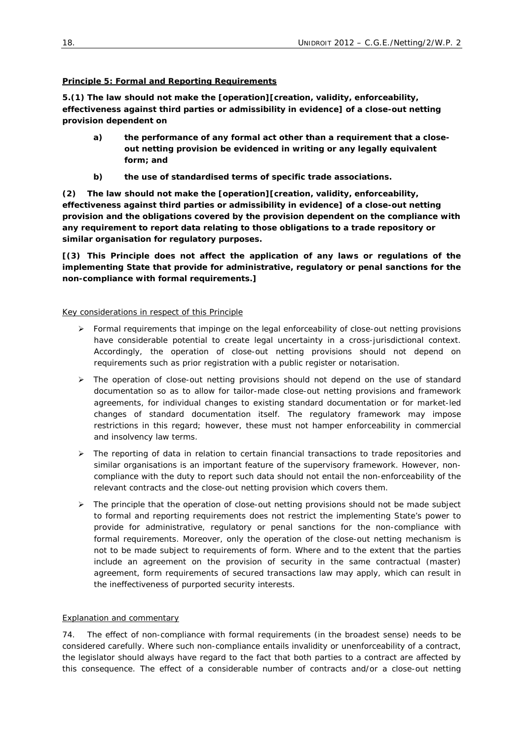**Principle 5: Formal and Reporting Requirements**

**5.(1) The law should not make the [operation][creation, validity, enforceability, effectiveness against third parties or admissibility in evidence] of a close-out netting provision dependent on**

> **a) the performance of any formal act other than a requirement that a close-out netting provision be evidenced in writing or any legally equivalent form; and**
>
> **b) the use of standardised terms of specific trade associations.**

**(2) The law should not make the [operation][creation, validity, enforceability, effectiveness against third parties or admissibility in evidence] of a close-out netting provision and the obligations covered by the provision dependent on the compliance with any requirement to report data relating to those obligations to a trade repository or similar organisation for regulatory purposes.**

**[(3) This Principle does not affect the application of any laws or regulations of the implementing State that provide for administrative, regulatory or penal sanctions for the non-compliance with formal requirements.]**

Key considerations in respect of this Principle

- Formal requirements that impinge on the legal enforceability of close-out netting provisions have considerable potential to create legal uncertainty in a cross-jurisdictional context. Accordingly, the operation of close-out netting provisions should not depend on requirements such as prior registration with a public register or notarisation.
- The operation of close-out netting provisions should not depend on the use of standard documentation so as to allow for tailor-made close-out netting provisions and framework agreements, for individual changes to existing standard documentation or for market-led changes of standard documentation itself. The regulatory framework may impose restrictions in this regard; however, these must not hamper enforceability in commercial and insolvency law terms.
- The reporting of data in relation to certain financial transactions to trade repositories and similar organisations is an important feature of the supervisory framework. However, non-compliance with the duty to report such data should not entail the non-enforceability of the relevant contracts and the close-out netting provision which covers them.
- The principle that the operation of close-out netting provisions should not be made subject to formal and reporting requirements does not restrict the implementing State's power to provide for administrative, regulatory or penal sanctions for the non-compliance with formal requirements. Moreover, only the operation of the close-out netting mechanism is not to be made subject to requirements of form. Where and to the extent that the parties include an agreement on the provision of security in the same contractual (master) agreement, form requirements of secured transactions law may apply, which can result in the ineffectiveness of purported security interests.

Explanation and commentary

74. The effect of non-compliance with formal requirements (in the broadest sense) needs to be considered carefully. Where such non-compliance entails invalidity or unenforceability of a contract, the legislator should always have regard to the fact that both parties to a contract are affected by this consequence. The effect of a considerable number of contracts and/or a close-out netting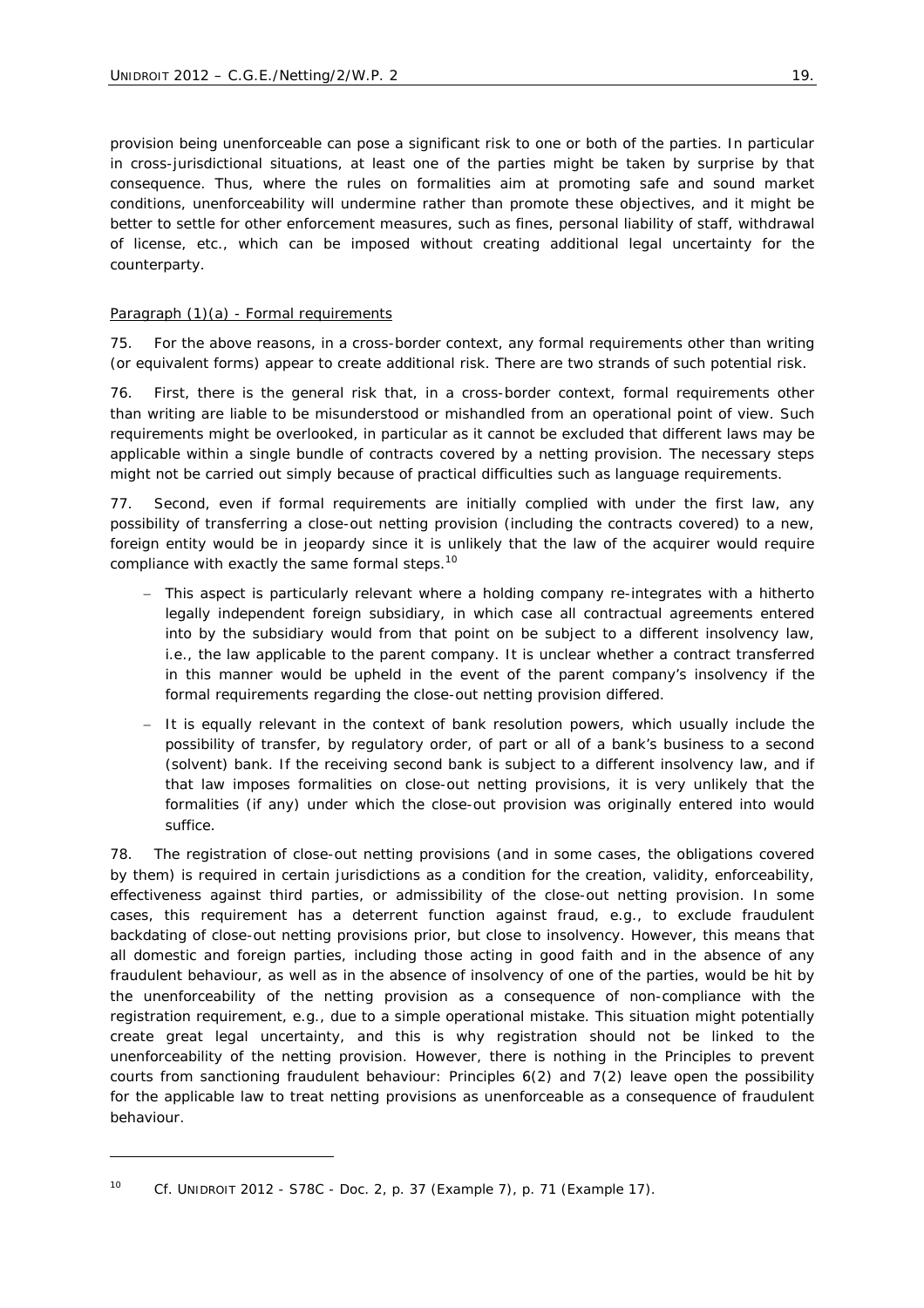provision being unenforceable can pose a significant risk to one or both of the parties. In particular in cross-jurisdictional situations, at least one of the parties might be taken by surprise by that consequence. Thus, where the rules on formalities aim at promoting safe and sound market conditions, unenforceability will undermine rather than promote these objectives, and it might be better to settle for other enforcement measures, such as fines, personal liability of staff, withdrawal of license, etc., which can be imposed without creating additional legal uncertainty for the counterparty.

Paragraph (1)(a) - Formal requirements

75. For the above reasons, in a cross-border context, any formal requirements other than writing (or equivalent forms) appear to create additional risk. There are two strands of such potential risk.

76. First, there is the general risk that, in a cross-border context, formal requirements other than writing are liable to be misunderstood or mishandled from an operational point of view. Such requirements might be overlooked, in particular as it cannot be excluded that different laws may be applicable within a single bundle of contracts covered by a netting provision. The necessary steps might not be carried out simply because of practical difficulties such as language requirements.

77. Second, even if formal requirements are initially complied with under the first law, any possibility of transferring a close-out netting provision (including the contracts covered) to a new, foreign entity would be in jeopardy since it is unlikely that the law of the acquirer would require compliance with exactly the same formal steps.[10]

- This aspect is particularly relevant where a holding company re-integrates with a hitherto legally independent foreign subsidiary, in which case all contractual agreements entered into by the subsidiary would from that point on be subject to a different insolvency law, i.e., the law applicable to the parent company. It is unclear whether a contract transferred in this manner would be upheld in the event of the parent company's insolvency if the formal requirements regarding the close-out netting provision differed.
- It is equally relevant in the context of bank resolution powers, which usually include the possibility of transfer, by regulatory order, of part or all of a bank's business to a second (solvent) bank. If the receiving second bank is subject to a different insolvency law, and if that law imposes formalities on close-out netting provisions, it is very unlikely that the formalities (if any) under which the close-out provision was originally entered into would suffice.

78. The registration of close-out netting provisions (and in some cases, the obligations covered by them) is required in certain jurisdictions as a condition for the creation, validity, enforceability, effectiveness against third parties, or admissibility of the close-out netting provision. In some cases, this requirement has a deterrent function against fraud, e.g., to exclude fraudulent backdating of close-out netting provisions prior, but close to insolvency. However, this means that all domestic and foreign parties, including those acting in good faith and in the absence of any fraudulent behaviour, as well as in the absence of insolvency of one of the parties, would be hit by the unenforceability of the netting provision as a consequence of non-compliance with the registration requirement, e.g., due to a simple operational mistake. This situation might potentially create great legal uncertainty, and this is why registration should not be linked to the unenforceability of the netting provision. However, there is nothing in the Principles to prevent courts from sanctioning fraudulent behaviour: Principles 6(2) and 7(2) leave open the possibility for the applicable law to treat netting provisions as unenforceable as a consequence of fraudulent behaviour.

[10] Cf. UNIDROIT 2012 - S78C - Doc. 2, p. 37 (Example 7), p. 71 (Example 17).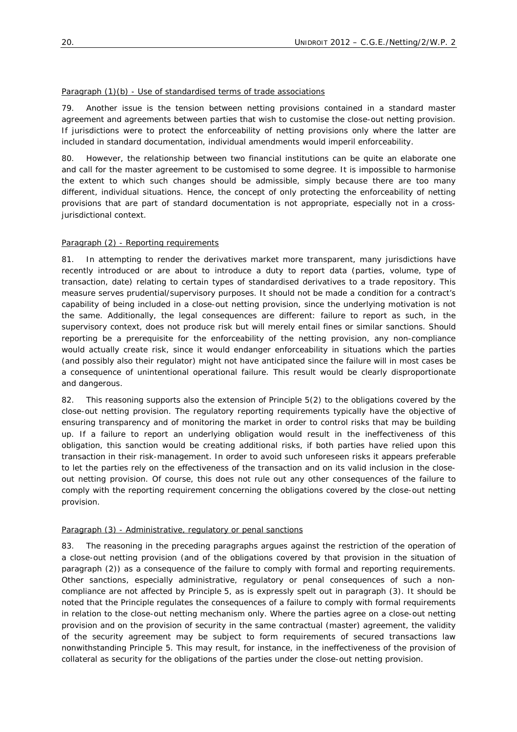Paragraph (1)(b) - Use of standardised terms of trade associations

79. Another issue is the tension between netting provisions contained in a standard master agreement and agreements between parties that wish to customise the close-out netting provision. If jurisdictions were to protect the enforceability of netting provisions only where the latter are included in standard documentation, individual amendments would imperil enforceability.

80. However, the relationship between two financial institutions can be quite an elaborate one and call for the master agreement to be customised to some degree. It is impossible to harmonise the extent to which such changes should be admissible, simply because there are too many different, individual situations. Hence, the concept of only protecting the enforceability of netting provisions that are part of standard documentation is not appropriate, especially not in a cross-jurisdictional context.

Paragraph (2) - Reporting requirements

81. In attempting to render the derivatives market more transparent, many jurisdictions have recently introduced or are about to introduce a duty to report data (parties, volume, type of transaction, date) relating to certain types of standardised derivatives to a trade repository. This measure serves prudential/supervisory purposes. It should not be made a condition for a contract's capability of being included in a close-out netting provision, since the underlying motivation is not the same. Additionally, the legal consequences are different: failure to report as such, in the supervisory context, does not produce risk but will merely entail fines or similar sanctions. Should reporting be a prerequisite for the enforceability of the netting provision, any non-compliance would actually create risk, since it would endanger enforceability in situations which the parties (and possibly also their regulator) might not have anticipated since the failure will in most cases be a consequence of unintentional operational failure. This result would be clearly disproportionate and dangerous.

82. This reasoning supports also the extension of Principle 5(2) to the obligations covered by the close-out netting provision. The regulatory reporting requirements typically have the objective of ensuring transparency and of monitoring the market in order to control risks that may be building up. If a failure to report an underlying obligation would result in the ineffectiveness of this obligation, this sanction would be creating additional risks, if both parties have relied upon this transaction in their risk-management. In order to avoid such unforeseen risks it appears preferable to let the parties rely on the effectiveness of the transaction and on its valid inclusion in the close-out netting provision. Of course, this does not rule out any other consequences of the failure to comply with the reporting requirement concerning the obligations covered by the close-out netting provision.

Paragraph (3) - Administrative, regulatory or penal sanctions

83. The reasoning in the preceding paragraphs argues against the restriction of the operation of a close-out netting provision (and of the obligations covered by that provision in the situation of paragraph (2)) as a consequence of the failure to comply with formal and reporting requirements. Other sanctions, especially administrative, regulatory or penal consequences of such a non-compliance are not affected by Principle 5, as is expressly spelt out in paragraph (3). It should be noted that the Principle regulates the consequences of a failure to comply with formal requirements in relation to the close-out netting mechanism only. Where the parties agree on a close-out netting provision and on the provision of security in the same contractual (master) agreement, the validity of the security agreement may be subject to form requirements of secured transactions law nonwithstanding Principle 5. This may result, for instance, in the ineffectiveness of the provision of collateral as security for the obligations of the parties under the close-out netting provision.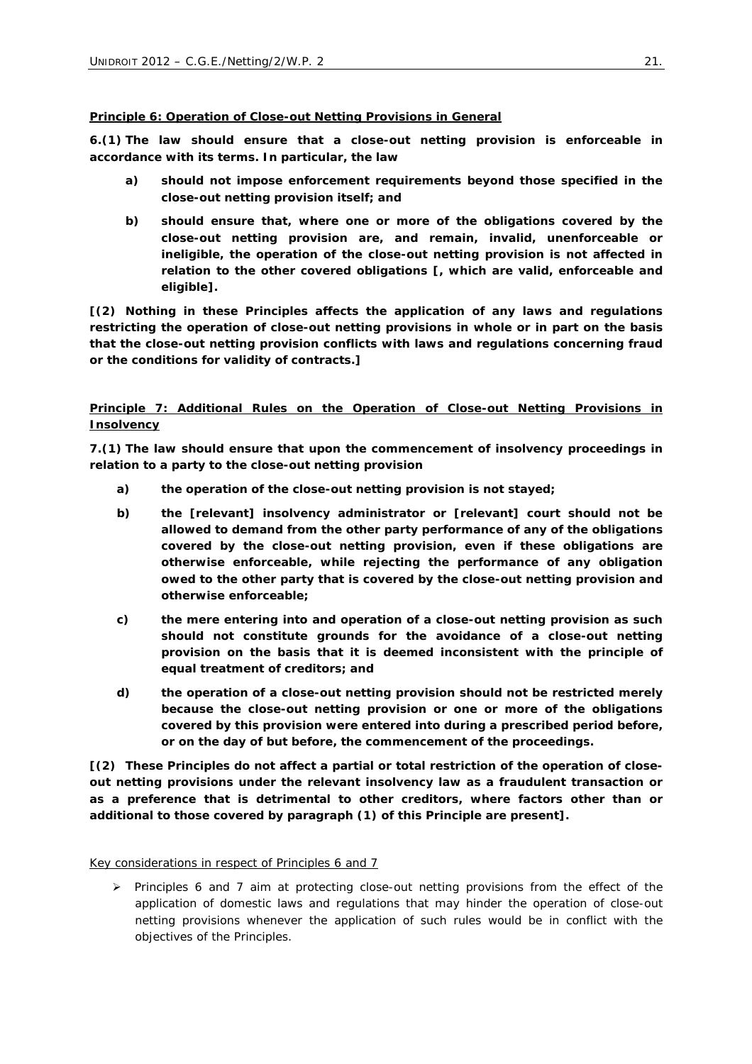**Principle 6: Operation of Close-out Netting Provisions in General**

**6.(1) The law should ensure that a close-out netting provision is enforceable in accordance with its terms. In particular, the law**

- **a) should not impose enforcement requirements beyond those specified in the close-out netting provision itself; and**
- **b) should ensure that, where one or more of the obligations covered by the close-out netting provision are, and remain, invalid, unenforceable or ineligible, the operation of the close-out netting provision is not affected in relation to the other covered obligations [, which are valid, enforceable and eligible].**

**[(2) Nothing in these Principles affects the application of any laws and regulations restricting the operation of close-out netting provisions in whole or in part on the basis that the close-out netting provision conflicts with laws and regulations concerning fraud or the conditions for validity of contracts.]**

**Principle 7: Additional Rules on the Operation of Close-out Netting Provisions in Insolvency**

**7.(1) The law should ensure that upon the commencement of insolvency proceedings in relation to a party to the close-out netting provision**

- **a) the operation of the close-out netting provision is not stayed;**
- **b) the [relevant] insolvency administrator or [relevant] court should not be allowed to demand from the other party performance of any of the obligations covered by the close-out netting provision, even if these obligations are otherwise enforceable, while rejecting the performance of any obligation owed to the other party that is covered by the close-out netting provision and otherwise enforceable;**
- **c) the mere entering into and operation of a close-out netting provision as such should not constitute grounds for the avoidance of a close-out netting provision on the basis that it is deemed inconsistent with the principle of equal treatment of creditors; and**
- **d) the operation of a close-out netting provision should not be restricted merely because the close-out netting provision or one or more of the obligations covered by this provision were entered into during a prescribed period before, or on the day of but before, the commencement of the proceedings.**

**[(2) These Principles do not affect a partial or total restriction of the operation of close-out netting provisions under the relevant insolvency law as a fraudulent transaction or as a preference that is detrimental to other creditors, where factors other than or additional to those covered by paragraph (1) of this Principle are present].**

Key considerations in respect of Principles 6 and 7

- Principles 6 and 7 aim at protecting close-out netting provisions from the effect of the application of domestic laws and regulations that may hinder the operation of close-out netting provisions whenever the application of such rules would be in conflict with the objectives of the Principles.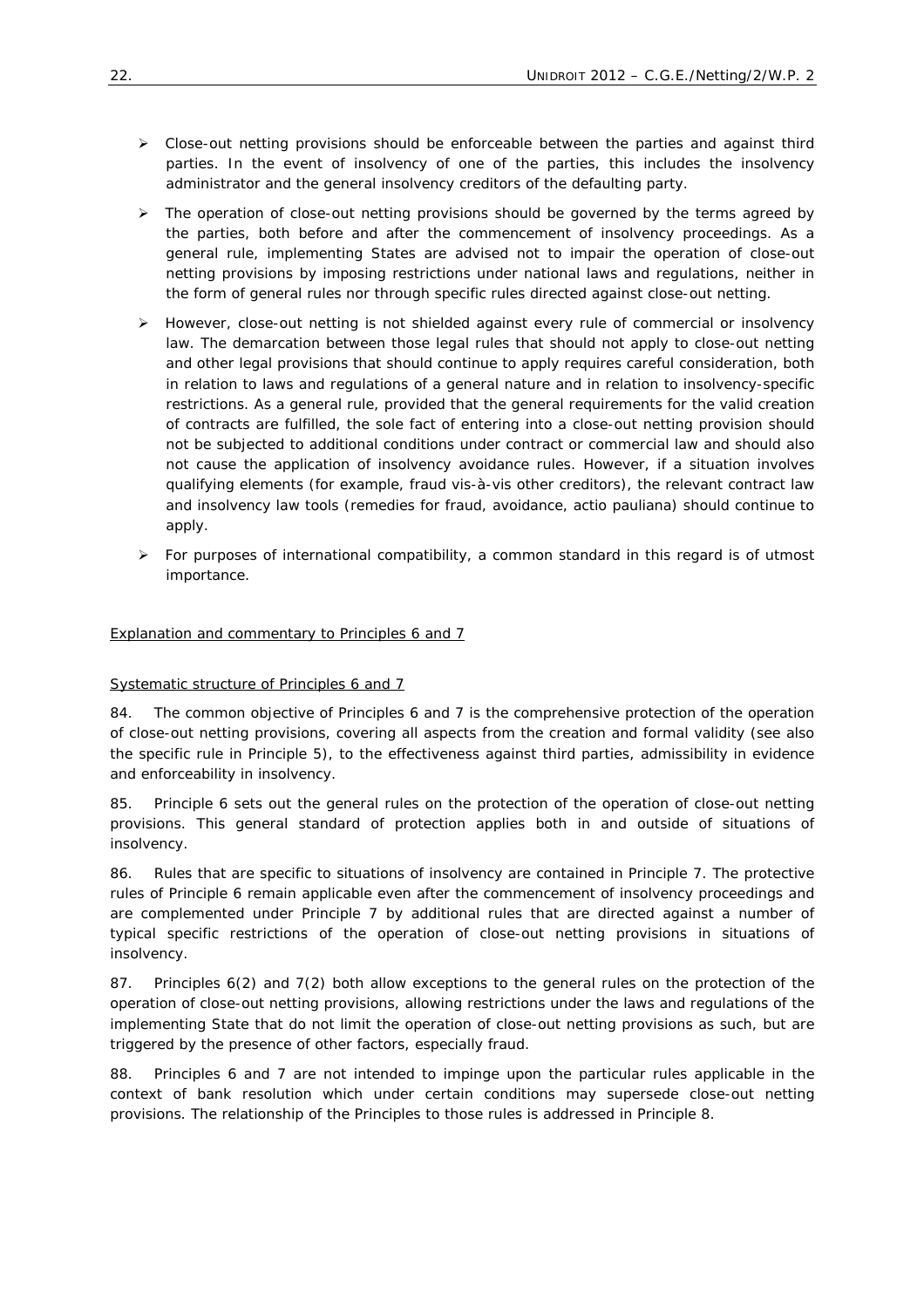- Close-out netting provisions should be enforceable between the parties and against third parties. In the event of insolvency of one of the parties, this includes the insolvency administrator and the general insolvency creditors of the defaulting party.
- The operation of close-out netting provisions should be governed by the terms agreed by the parties, both before and after the commencement of insolvency proceedings. As a general rule, implementing States are advised not to impair the operation of close-out netting provisions by imposing restrictions under national laws and regulations, neither in the form of general rules nor through specific rules directed against close-out netting.
- However, close-out netting is not shielded against every rule of commercial or insolvency law. The demarcation between those legal rules that should not apply to close-out netting and other legal provisions that should continue to apply requires careful consideration, both in relation to laws and regulations of a general nature and in relation to insolvency-specific restrictions. As a general rule, provided that the general requirements for the valid creation of contracts are fulfilled, the sole fact of entering into a close-out netting provision should not be subjected to additional conditions under contract or commercial law and should also not cause the application of insolvency avoidance rules. However, if a situation involves qualifying elements (for example, fraud vis-à-vis other creditors), the relevant contract law and insolvency law tools (remedies for fraud, avoidance, actio pauliana) should continue to apply.
- For purposes of international compatibility, a common standard in this regard is of utmost importance.

<u>Explanation and commentary to Principles 6 and 7</u>

<u>Systematic structure of Principles 6 and 7</u>

84. The common objective of Principles 6 and 7 is the comprehensive protection of the operation of close-out netting provisions, covering all aspects from the creation and formal validity (see also the specific rule in Principle 5), to the effectiveness against third parties, admissibility in evidence and enforceability in insolvency.

85. Principle 6 sets out the general rules on the protection of the operation of close-out netting provisions. This general standard of protection applies both in and outside of situations of insolvency.

86. Rules that are specific to situations of insolvency are contained in Principle 7. The protective rules of Principle 6 remain applicable even after the commencement of insolvency proceedings and are complemented under Principle 7 by additional rules that are directed against a number of typical specific restrictions of the operation of close-out netting provisions in situations of insolvency.

87. Principles 6(2) and 7(2) both allow exceptions to the general rules on the protection of the operation of close-out netting provisions, allowing restrictions under the laws and regulations of the implementing State that do not limit the operation of close-out netting provisions as such, but are triggered by the presence of other factors, especially fraud.

88. Principles 6 and 7 are not intended to impinge upon the particular rules applicable in the context of bank resolution which under certain conditions may supersede close-out netting provisions. The relationship of the Principles to those rules is addressed in Principle 8.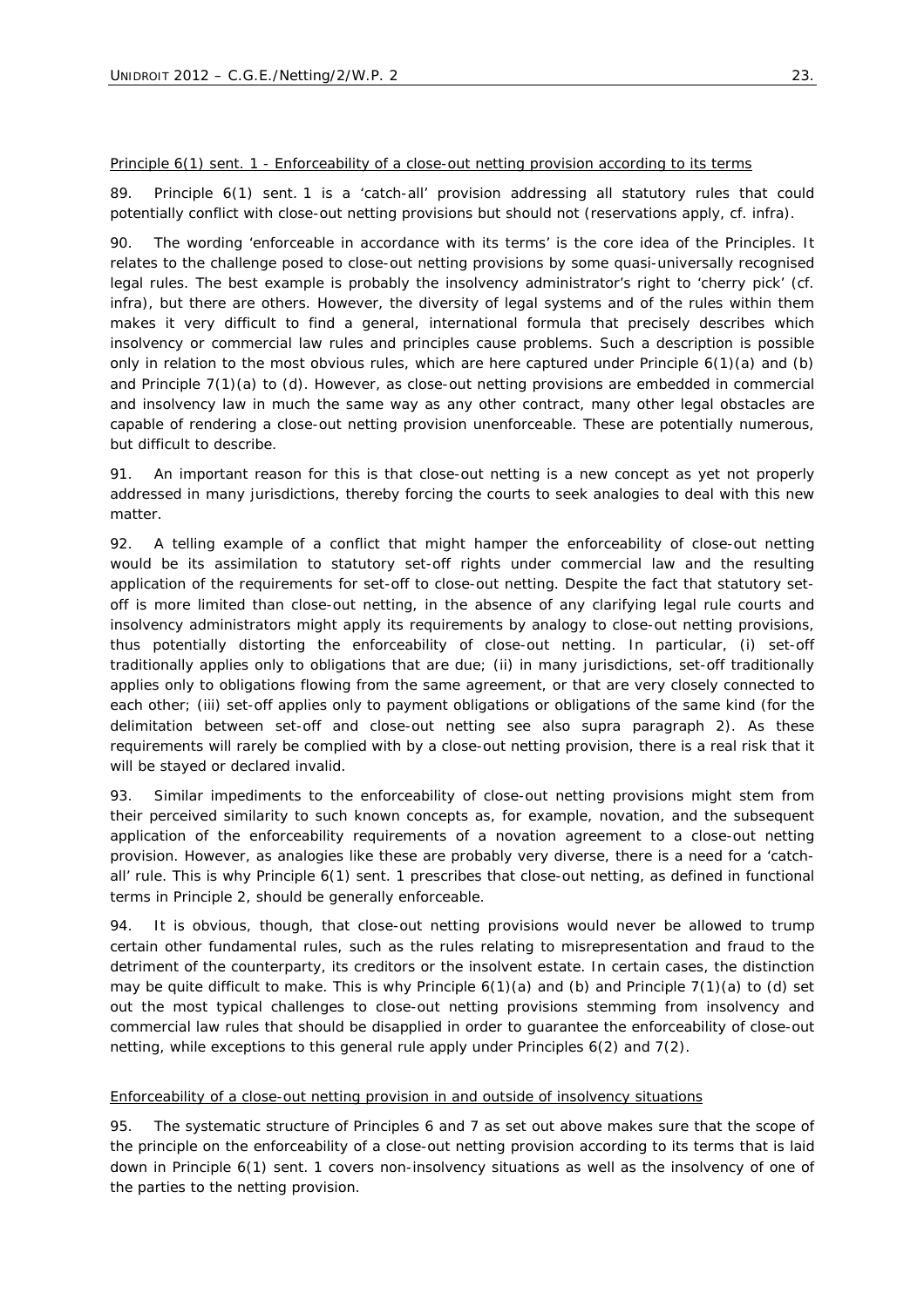<u>Principle 6(1) sent. 1 - Enforceability of a close-out netting provision according to its terms</u>

89. Principle 6(1) sent. 1 is a 'catch-all' provision addressing all statutory rules that could potentially conflict with close-out netting provisions but should not (reservations apply, cf. infra).

90. The wording 'enforceable in accordance with its terms' is the core idea of the Principles. It relates to the challenge posed to close-out netting provisions by some quasi-universally recognised legal rules. The best example is probably the insolvency administrator's right to 'cherry pick' (cf. infra), but there are others. However, the diversity of legal systems and of the rules within them makes it very difficult to find a general, international formula that precisely describes which insolvency or commercial law rules and principles cause problems. Such a description is possible only in relation to the most obvious rules, which are here captured under Principle 6(1)(a) and (b) and Principle 7(1)(a) to (d). However, as close-out netting provisions are embedded in commercial and insolvency law in much the same way as any other contract, many other legal obstacles are capable of rendering a close-out netting provision unenforceable. These are potentially numerous, but difficult to describe.

91. An important reason for this is that close-out netting is a new concept as yet not properly addressed in many jurisdictions, thereby forcing the courts to seek analogies to deal with this new matter.

92. A telling example of a conflict that might hamper the enforceability of close-out netting would be its assimilation to statutory set-off rights under commercial law and the resulting application of the requirements for set-off to close-out netting. Despite the fact that statutory set-off is more limited than close-out netting, in the absence of any clarifying legal rule courts and insolvency administrators might apply its requirements by analogy to close-out netting provisions, thus potentially distorting the enforceability of close-out netting. In particular, (i) set-off traditionally applies only to obligations that are due; (ii) in many jurisdictions, set-off traditionally applies only to obligations flowing from the same agreement, or that are very closely connected to each other; (iii) set-off applies only to payment obligations or obligations of the same kind (for the delimitation between set-off and close-out netting see also supra paragraph 2). As these requirements will rarely be complied with by a close-out netting provision, there is a real risk that it will be stayed or declared invalid.

93. Similar impediments to the enforceability of close-out netting provisions might stem from their perceived similarity to such known concepts as, for example, novation, and the subsequent application of the enforceability requirements of a novation agreement to a close-out netting provision. However, as analogies like these are probably very diverse, there is a need for a 'catch-all' rule. This is why Principle 6(1) sent. 1 prescribes that close-out netting, as defined in functional terms in Principle 2, should be generally enforceable.

94. It is obvious, though, that close-out netting provisions would never be allowed to trump certain other fundamental rules, such as the rules relating to misrepresentation and fraud to the detriment of the counterparty, its creditors or the insolvent estate. In certain cases, the distinction may be quite difficult to make. This is why Principle 6(1)(a) and (b) and Principle 7(1)(a) to (d) set out the most typical challenges to close-out netting provisions stemming from insolvency and commercial law rules that should be disapplied in order to guarantee the enforceability of close-out netting, while exceptions to this general rule apply under Principles 6(2) and 7(2).

<u>Enforceability of a close-out netting provision in and outside of insolvency situations</u>

95. The systematic structure of Principles 6 and 7 as set out above makes sure that the scope of the principle on the enforceability of a close-out netting provision according to its terms that is laid down in Principle 6(1) sent. 1 covers non-insolvency situations as well as the insolvency of one of the parties to the netting provision.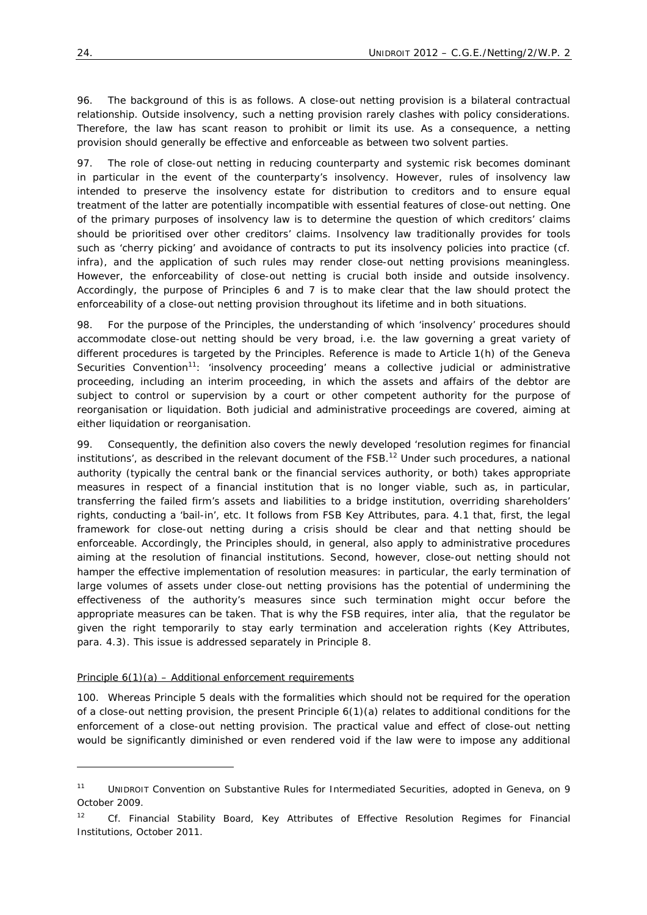96. The background of this is as follows. A close-out netting provision is a bilateral contractual relationship. Outside insolvency, such a netting provision rarely clashes with policy considerations. Therefore, the law has scant reason to prohibit or limit its use. As a consequence, a netting provision should generally be effective and enforceable as between two solvent parties.

97. The role of close-out netting in reducing counterparty and systemic risk becomes dominant in particular in the event of the counterparty's insolvency. However, rules of insolvency law intended to preserve the insolvency estate for distribution to creditors and to ensure equal treatment of the latter are potentially incompatible with essential features of close-out netting. One of the primary purposes of insolvency law is to determine the question of which creditors' claims should be prioritised over other creditors' claims. Insolvency law traditionally provides for tools such as 'cherry picking' and avoidance of contracts to put its insolvency policies into practice (cf. infra), and the application of such rules may render close-out netting provisions meaningless. However, the enforceability of close-out netting is crucial both inside and outside insolvency. Accordingly, the purpose of Principles 6 and 7 is to make clear that the law should protect the enforceability of a close-out netting provision throughout its lifetime and in both situations.

98. For the purpose of the Principles, the understanding of which 'insolvency' procedures should accommodate close-out netting should be very broad, i.e. the law governing a great variety of different procedures is targeted by the Principles. Reference is made to Article 1(h) of the Geneva Securities Convention[11]: 'insolvency proceeding' means a collective judicial or administrative proceeding, including an interim proceeding, in which the assets and affairs of the debtor are subject to control or supervision by a court or other competent authority for the purpose of reorganisation or liquidation. Both judicial and administrative proceedings are covered, aiming at either liquidation or reorganisation.

99. Consequently, the definition also covers the newly developed 'resolution regimes for financial institutions', as described in the relevant document of the FSB.[12] Under such procedures, a national authority (typically the central bank or the financial services authority, or both) takes appropriate measures in respect of a financial institution that is no longer viable, such as, in particular, transferring the failed firm's assets and liabilities to a bridge institution, overriding shareholders' rights, conducting a 'bail-in', etc. It follows from FSB Key Attributes, para. 4.1 that, first, the legal framework for close-out netting during a crisis should be clear and that netting should be enforceable. Accordingly, the Principles should, in general, also apply to administrative procedures aiming at the resolution of financial institutions. Second, however, close-out netting should not hamper the effective implementation of resolution measures: in particular, the early termination of large volumes of assets under close-out netting provisions has the potential of undermining the effectiveness of the authority's measures since such termination might occur before the appropriate measures can be taken. That is why the FSB requires, inter alia, that the regulator be given the right temporarily to stay early termination and acceleration rights (Key Attributes, para. 4.3). This issue is addressed separately in Principle 8.

Principle 6(1)(a) – Additional enforcement requirements

100. Whereas Principle 5 deals with the formalities which should not be required for the operation of a close-out netting provision, the present Principle 6(1)(a) relates to additional conditions for the enforcement of a close-out netting provision. The practical value and effect of close-out netting would be significantly diminished or even rendered void if the law were to impose any additional

[11] UNIDROIT Convention on Substantive Rules for Intermediated Securities, adopted in Geneva, on 9 October 2009.

[12] Cf. Financial Stability Board, Key Attributes of Effective Resolution Regimes for Financial Institutions, October 2011.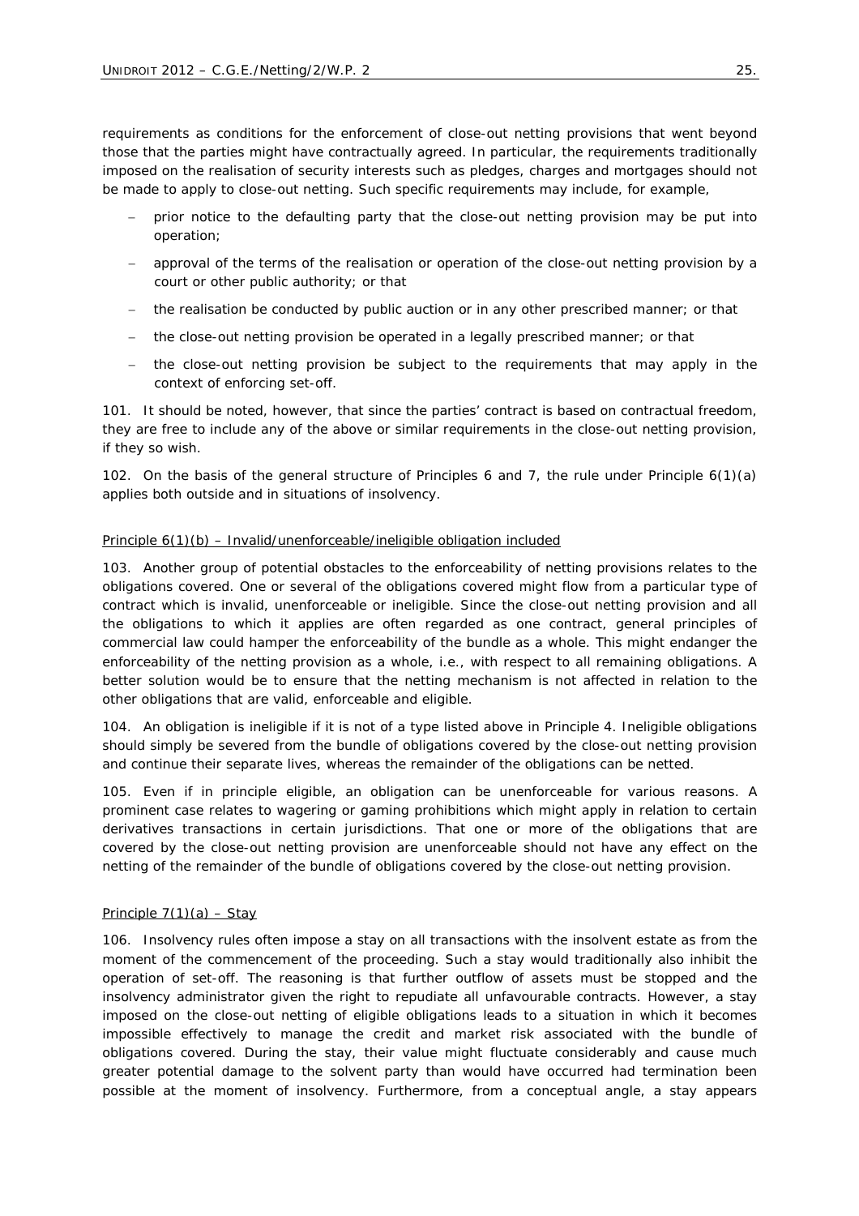requirements as conditions for the enforcement of close-out netting provisions that went beyond those that the parties might have contractually agreed. In particular, the requirements traditionally imposed on the realisation of security interests such as pledges, charges and mortgages should not be made to apply to close-out netting. Such specific requirements may include, for example,

- prior notice to the defaulting party that the close-out netting provision may be put into operation;
- approval of the terms of the realisation or operation of the close-out netting provision by a court or other public authority; or that
- the realisation be conducted by public auction or in any other prescribed manner; or that
- the close-out netting provision be operated in a legally prescribed manner; or that
- the close-out netting provision be subject to the requirements that may apply in the context of enforcing set-off.

101. It should be noted, however, that since the parties' contract is based on contractual freedom, they are free to include any of the above or similar requirements in the close-out netting provision, if they so wish.

102. On the basis of the general structure of Principles 6 and 7, the rule under Principle 6(1)(a) applies both outside and in situations of insolvency.

Principle 6(1)(b) – Invalid/unenforceable/ineligible obligation included

103. Another group of potential obstacles to the enforceability of netting provisions relates to the obligations covered. One or several of the obligations covered might flow from a particular type of contract which is invalid, unenforceable or ineligible. Since the close-out netting provision and all the obligations to which it applies are often regarded as one contract, general principles of commercial law could hamper the enforceability of the bundle as a whole. This might endanger the enforceability of the netting provision as a whole, i.e., with respect to all remaining obligations. A better solution would be to ensure that the netting mechanism is not affected in relation to the other obligations that are valid, enforceable and eligible.

104. An obligation is ineligible if it is not of a type listed above in Principle 4. Ineligible obligations should simply be severed from the bundle of obligations covered by the close-out netting provision and continue their separate lives, whereas the remainder of the obligations can be netted.

105. Even if in principle eligible, an obligation can be unenforceable for various reasons. A prominent case relates to wagering or gaming prohibitions which might apply in relation to certain derivatives transactions in certain jurisdictions. That one or more of the obligations that are covered by the close-out netting provision are unenforceable should not have any effect on the netting of the remainder of the bundle of obligations covered by the close-out netting provision.

Principle 7(1)(a) – Stay

106. Insolvency rules often impose a stay on all transactions with the insolvent estate as from the moment of the commencement of the proceeding. Such a stay would traditionally also inhibit the operation of set-off. The reasoning is that further outflow of assets must be stopped and the insolvency administrator given the right to repudiate all unfavourable contracts. However, a stay imposed on the close-out netting of eligible obligations leads to a situation in which it becomes impossible effectively to manage the credit and market risk associated with the bundle of obligations covered. During the stay, their value might fluctuate considerably and cause much greater potential damage to the solvent party than would have occurred had termination been possible at the moment of insolvency. Furthermore, from a conceptual angle, a stay appears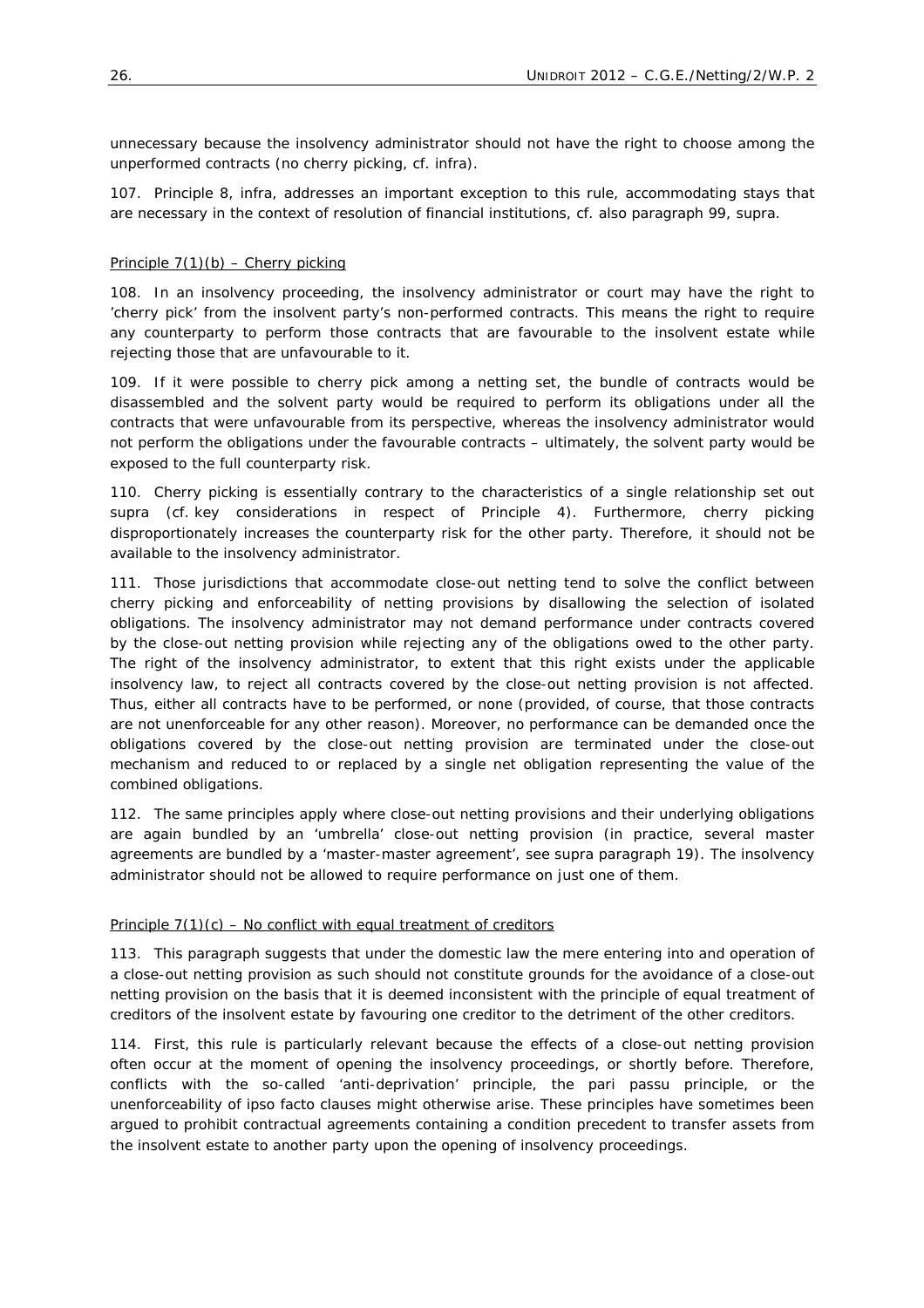unnecessary because the insolvency administrator should not have the right to choose among the unperformed contracts (no cherry picking, cf. infra).

107. Principle 8, infra, addresses an important exception to this rule, accommodating stays that are necessary in the context of resolution of financial institutions, cf. also paragraph 99, supra.

Principle 7(1)(b) – Cherry picking

108. In an insolvency proceeding, the insolvency administrator or court may have the right to 'cherry pick' from the insolvent party's non-performed contracts. This means the right to require any counterparty to perform those contracts that are favourable to the insolvent estate while rejecting those that are unfavourable to it.

109. If it were possible to cherry pick among a netting set, the bundle of contracts would be disassembled and the solvent party would be required to perform its obligations under all the contracts that were unfavourable from its perspective, whereas the insolvency administrator would not perform the obligations under the favourable contracts – ultimately, the solvent party would be exposed to the full counterparty risk.

110. Cherry picking is essentially contrary to the characteristics of a single relationship set out supra (cf. key considerations in respect of Principle 4). Furthermore, cherry picking disproportionately increases the counterparty risk for the other party. Therefore, it should not be available to the insolvency administrator.

111. Those jurisdictions that accommodate close-out netting tend to solve the conflict between cherry picking and enforceability of netting provisions by disallowing the selection of isolated obligations. The insolvency administrator may not demand performance under contracts covered by the close-out netting provision while rejecting any of the obligations owed to the other party. The right of the insolvency administrator, to extent that this right exists under the applicable insolvency law, to reject all contracts covered by the close-out netting provision is not affected. Thus, either all contracts have to be performed, or none (provided, of course, that those contracts are not unenforceable for any other reason). Moreover, no performance can be demanded once the obligations covered by the close-out netting provision are terminated under the close-out mechanism and reduced to or replaced by a single net obligation representing the value of the combined obligations.

112. The same principles apply where close-out netting provisions and their underlying obligations are again bundled by an 'umbrella' close-out netting provision (in practice, several master agreements are bundled by a 'master-master agreement', see supra paragraph 19). The insolvency administrator should not be allowed to require performance on just one of them.

Principle 7(1)(c) – No conflict with equal treatment of creditors

113. This paragraph suggests that under the domestic law the mere entering into and operation of a close-out netting provision as such should not constitute grounds for the avoidance of a close-out netting provision on the basis that it is deemed inconsistent with the principle of equal treatment of creditors of the insolvent estate by favouring one creditor to the detriment of the other creditors.

114. First, this rule is particularly relevant because the effects of a close-out netting provision often occur at the moment of opening the insolvency proceedings, or shortly before. Therefore, conflicts with the so-called 'anti-deprivation' principle, the *pari passu* principle, or the unenforceability of *ipso facto* clauses might otherwise arise. These principles have sometimes been argued to prohibit contractual agreements containing a condition precedent to transfer assets from the insolvent estate to another party upon the opening of insolvency proceedings.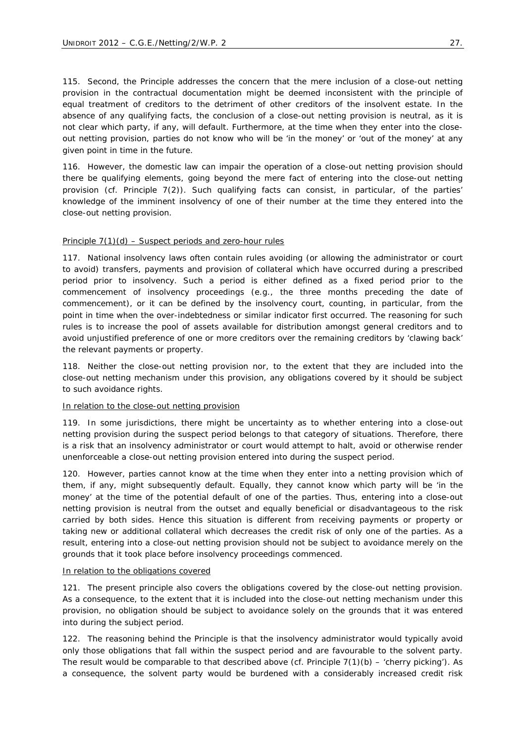115. Second, the Principle addresses the concern that the mere inclusion of a close-out netting provision in the contractual documentation might be deemed inconsistent with the principle of equal treatment of creditors to the detriment of other creditors of the insolvent estate. In the absence of any qualifying facts, the conclusion of a close-out netting provision is neutral, as it is not clear which party, if any, will default. Furthermore, at the time when they enter into the close-out netting provision, parties do not know who will be 'in the money' or 'out of the money' at any given point in time in the future.

116. However, the domestic law can impair the operation of a close-out netting provision should there be qualifying elements, going beyond the mere fact of entering into the close-out netting provision (cf. Principle 7(2)). Such qualifying facts can consist, in particular, of the parties' knowledge of the imminent insolvency of one of their number at the time they entered into the close-out netting provision.

Principle 7(1)(d) – Suspect periods and zero-hour rules

117. National insolvency laws often contain rules avoiding (or allowing the administrator or court to avoid) transfers, payments and provision of collateral which have occurred during a prescribed period prior to insolvency. Such a period is either defined as a fixed period prior to the commencement of insolvency proceedings (e.g., the three months preceding the date of commencement), or it can be defined by the insolvency court, counting, in particular, from the point in time when the over-indebtedness or similar indicator first occurred. The reasoning for such rules is to increase the pool of assets available for distribution amongst general creditors and to avoid unjustified preference of one or more creditors over the remaining creditors by 'clawing back' the relevant payments or property.

118. Neither the close-out netting provision nor, to the extent that they are included into the close-out netting mechanism under this provision, any obligations covered by it should be subject to such avoidance rights.

In relation to the close-out netting provision

119. In some jurisdictions, there might be uncertainty as to whether entering into a close-out netting provision during the suspect period belongs to that category of situations. Therefore, there is a risk that an insolvency administrator or court would attempt to halt, avoid or otherwise render unenforceable a close-out netting provision entered into during the suspect period.

120. However, parties cannot know at the time when they enter into a netting provision which of them, if any, might subsequently default. Equally, they cannot know which party will be 'in the money' at the time of the potential default of one of the parties. Thus, entering into a close-out netting provision is neutral from the outset and equally beneficial or disadvantageous to the risk carried by both sides. Hence this situation is different from receiving payments or property or taking new or additional collateral which decreases the credit risk of only one of the parties. As a result, entering into a close-out netting provision should not be subject to avoidance merely on the grounds that it took place before insolvency proceedings commenced.

In relation to the obligations covered

121. The present principle also covers the obligations covered by the close-out netting provision. As a consequence, to the extent that it is included into the close-out netting mechanism under this provision, no obligation should be subject to avoidance solely on the grounds that it was entered into during the subject period.

122. The reasoning behind the Principle is that the insolvency administrator would typically avoid only those obligations that fall within the suspect period and are favourable to the solvent party. The result would be comparable to that described above (cf. Principle 7(1)(b) – 'cherry picking'). As a consequence, the solvent party would be burdened with a considerably increased credit risk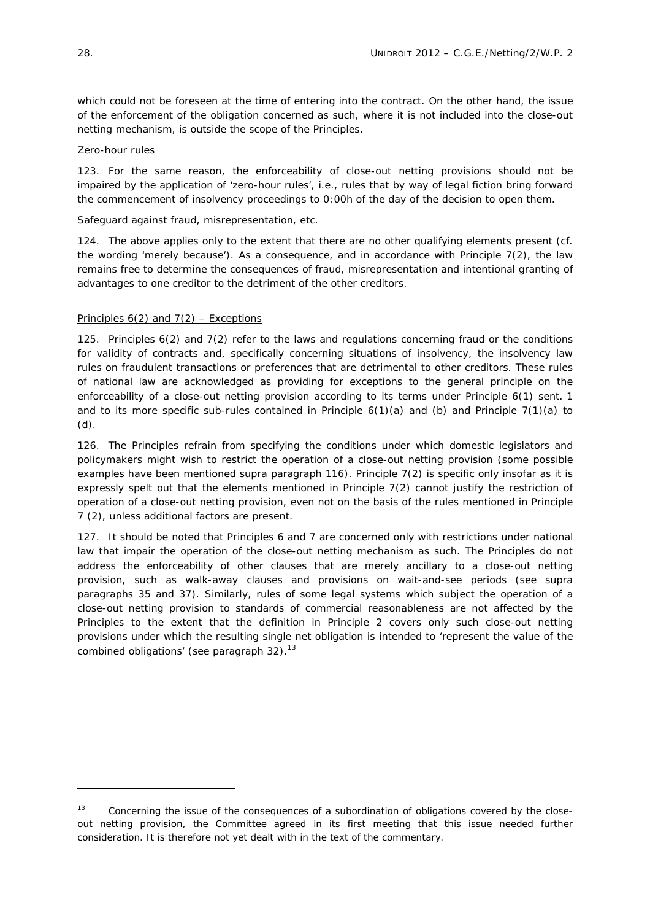which could not be foreseen at the time of entering into the contract. On the other hand, the issue of the enforcement of the obligation concerned as such, where it is not included into the close-out netting mechanism, is outside the scope of the Principles.

Zero-hour rules

123. For the same reason, the enforceability of close-out netting provisions should not be impaired by the application of 'zero-hour rules', i.e., rules that by way of legal fiction bring forward the commencement of insolvency proceedings to 0:00h of the day of the decision to open them.

Safeguard against fraud, misrepresentation, etc.

124. The above applies only to the extent that there are no other qualifying elements present (cf. the wording 'merely because'). As a consequence, and in accordance with Principle 7(2), the law remains free to determine the consequences of fraud, misrepresentation and intentional granting of advantages to one creditor to the detriment of the other creditors.

Principles 6(2) and 7(2) – Exceptions

125. Principles 6(2) and 7(2) refer to the laws and regulations concerning fraud or the conditions for validity of contracts and, specifically concerning situations of insolvency, the insolvency law rules on fraudulent transactions or preferences that are detrimental to other creditors. These rules of national law are acknowledged as providing for exceptions to the general principle on the enforceability of a close-out netting provision according to its terms under Principle 6(1) sent. 1 and to its more specific sub-rules contained in Principle 6(1)(a) and (b) and Principle 7(1)(a) to (d).

126. The Principles refrain from specifying the conditions under which domestic legislators and policymakers might wish to restrict the operation of a close-out netting provision (some possible examples have been mentioned supra paragraph 116). Principle 7(2) is specific only insofar as it is expressly spelt out that the elements mentioned in Principle 7(2) cannot justify the restriction of operation of a close-out netting provision, even not on the basis of the rules mentioned in Principle 7 (2), unless additional factors are present.

127. It should be noted that Principles 6 and 7 are concerned only with restrictions under national law that impair the operation of the close-out netting mechanism as such. The Principles do not address the enforceability of other clauses that are merely ancillary to a close-out netting provision, such as walk-away clauses and provisions on wait-and-see periods (see supra paragraphs 35 and 37). Similarly, rules of some legal systems which subject the operation of a close-out netting provision to standards of commercial reasonableness are not affected by the Principles to the extent that the definition in Principle 2 covers only such close-out netting provisions under which the resulting single net obligation is intended to 'represent the value of the combined obligations' (see paragraph 32).[13]

---

[13] Concerning the issue of the consequences of a subordination of obligations covered by the close-out netting provision, the Committee agreed in its first meeting that this issue needed further consideration. It is therefore not yet dealt with in the text of the commentary.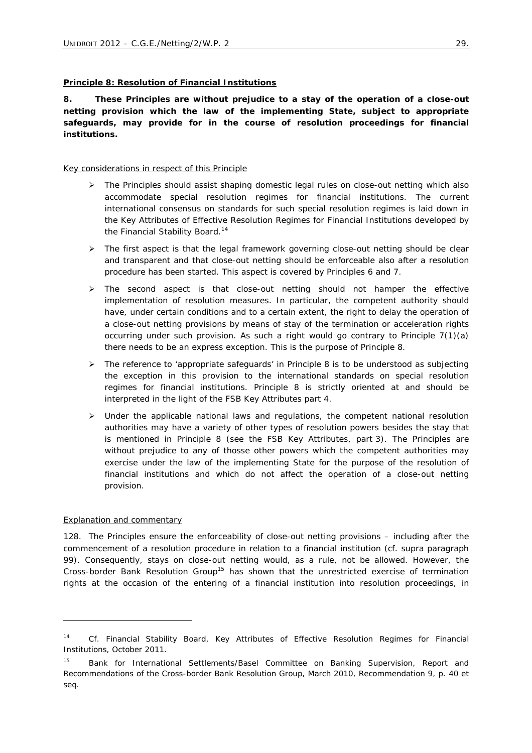**Principle 8: Resolution of Financial Institutions**

**8. These Principles are without prejudice to a stay of the operation of a close-out netting provision which the law of the implementing State, subject to appropriate safeguards, may provide for in the course of resolution proceedings for financial institutions.**

Key considerations in respect of this Principle

- The Principles should assist shaping domestic legal rules on close-out netting which also accommodate special resolution regimes for financial institutions. The current international consensus on standards for such special resolution regimes is laid down in the Key Attributes of Effective Resolution Regimes for Financial Institutions developed by the Financial Stability Board.[14]
- The first aspect is that the legal framework governing close-out netting should be clear and transparent and that close-out netting should be enforceable also after a resolution procedure has been started. This aspect is covered by Principles 6 and 7.
- The second aspect is that close-out netting should not hamper the effective implementation of resolution measures. In particular, the competent authority should have, under certain conditions and to a certain extent, the right to delay the operation of a close-out netting provisions by means of stay of the termination or acceleration rights occurring under such provision. As such a right would go contrary to Principle 7(1)(a) there needs to be an express exception. This is the purpose of Principle 8.
- The reference to 'appropriate safeguards' in Principle 8 is to be understood as subjecting the exception in this provision to the international standards on special resolution regimes for financial institutions. Principle 8 is strictly oriented at and should be interpreted in the light of the FSB Key Attributes part 4.
- Under the applicable national laws and regulations, the competent national resolution authorities may have a variety of other types of resolution powers besides the stay that is mentioned in Principle 8 (see the FSB Key Attributes, part 3). The Principles are without prejudice to any of thosse other powers which the competent authorities may exercise under the law of the implementing State for the purpose of the resolution of financial institutions and which do not affect the operation of a close-out netting provision.

Explanation and commentary

128. The Principles ensure the enforceability of close-out netting provisions – including after the commencement of a resolution procedure in relation to a financial institution (cf. *supra* paragraph 99). Consequently, stays on close-out netting would, as a rule, not be allowed. However, the Cross-border Bank Resolution Group[15] has shown that the unrestricted exercise of termination rights at the occasion of the entering of a financial institution into resolution proceedings, in

[14] Cf. Financial Stability Board, Key Attributes of Effective Resolution Regimes for Financial Institutions, October 2011.

[15] Bank for International Settlements/Basel Committee on Banking Supervision, Report and Recommendations of the Cross-border Bank Resolution Group, March 2010, Recommendation 9, p. 40 et seq.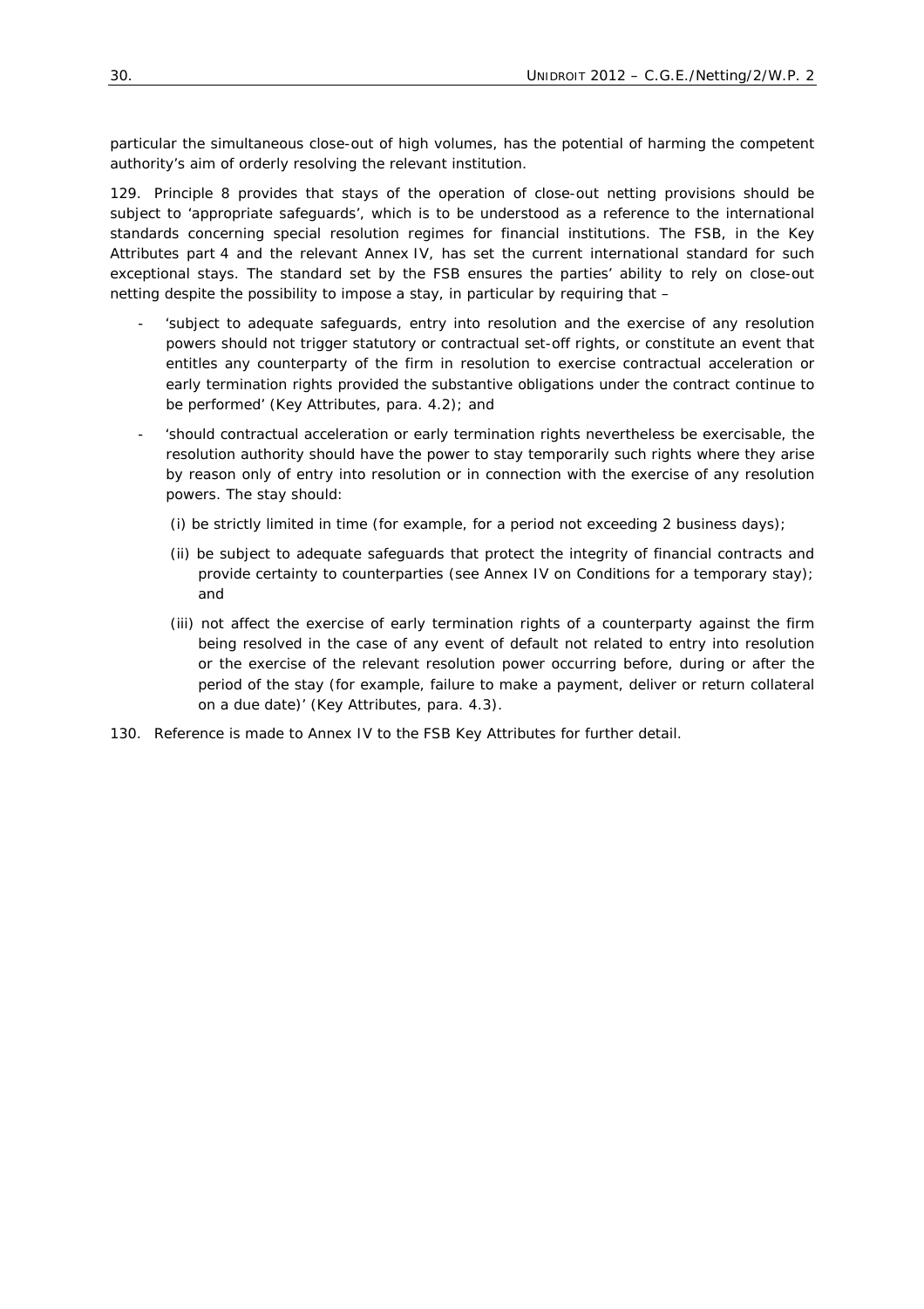particular the simultaneous close-out of high volumes, has the potential of harming the competent authority's aim of orderly resolving the relevant institution.

129. Principle 8 provides that stays of the operation of close-out netting provisions should be subject to 'appropriate safeguards', which is to be understood as a reference to the international standards concerning special resolution regimes for financial institutions. The FSB, in the Key Attributes part 4 and the relevant Annex IV, has set the current international standard for such exceptional stays. The standard set by the FSB ensures the parties' ability to rely on close-out netting despite the possibility to impose a stay, in particular by requiring that –

- 'subject to adequate safeguards, entry into resolution and the exercise of any resolution powers should not trigger statutory or contractual set-off rights, or constitute an event that entitles any counterparty of the firm in resolution to exercise contractual acceleration or early termination rights provided the substantive obligations under the contract continue to be performed' (Key Attributes, para. 4.2); and
- 'should contractual acceleration or early termination rights nevertheless be exercisable, the resolution authority should have the power to stay temporarily such rights where they arise by reason only of entry into resolution or in connection with the exercise of any resolution powers. The stay should:
  - (i) be strictly limited in time (for example, for a period not exceeding 2 business days);
  - (ii) be subject to adequate safeguards that protect the integrity of financial contracts and provide certainty to counterparties (see Annex IV on Conditions for a temporary stay); and
  - (iii) not affect the exercise of early termination rights of a counterparty against the firm being resolved in the case of any event of default not related to entry into resolution or the exercise of the relevant resolution power occurring before, during or after the period of the stay (for example, failure to make a payment, deliver or return collateral on a due date)' (Key Attributes, para. 4.3).

130. Reference is made to Annex IV to the FSB Key Attributes for further detail.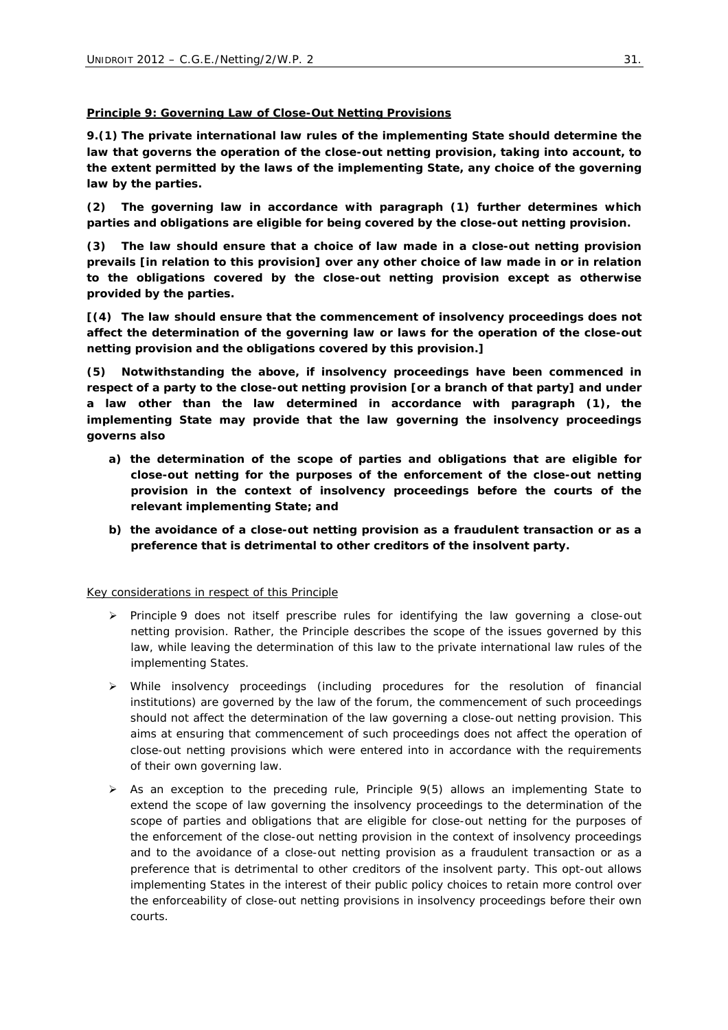**Principle 9: Governing Law of Close-Out Netting Provisions**

**9.(1) The private international law rules of the implementing State should determine the law that governs the operation of the close-out netting provision, taking into account, to the extent permitted by the laws of the implementing State, any choice of the governing law by the parties.**

**(2) The governing law in accordance with paragraph (1) further determines which parties and obligations are eligible for being covered by the close-out netting provision.**

**(3) The law should ensure that a choice of law made in a close-out netting provision prevails [in relation to this provision] over any other choice of law made in or in relation to the obligations covered by the close-out netting provision except as otherwise provided by the parties.**

**[(4) The law should ensure that the commencement of insolvency proceedings does not affect the determination of the governing law or laws for the operation of the close-out netting provision and the obligations covered by this provision.]**

**(5) Notwithstanding the above, if insolvency proceedings have been commenced in respect of a party to the close-out netting provision [or a branch of that party] and under a law other than the law determined in accordance with paragraph (1), the implementing State may provide that the law governing the insolvency proceedings governs also**

- **a) the determination of the scope of parties and obligations that are eligible for close-out netting for the purposes of the enforcement of the close-out netting provision in the context of insolvency proceedings before the courts of the relevant implementing State; and**
- **b) the avoidance of a close-out netting provision as a fraudulent transaction or as a preference that is detrimental to other creditors of the insolvent party.**

Key considerations in respect of this Principle

- Principle 9 does not itself prescribe rules for identifying the law governing a close-out netting provision. Rather, the Principle describes the scope of the issues governed by this law, while leaving the determination of this law to the private international law rules of the implementing States.
- While insolvency proceedings (including procedures for the resolution of financial institutions) are governed by the law of the forum, the commencement of such proceedings should not affect the determination of the law governing a close-out netting provision. This aims at ensuring that commencement of such proceedings does not affect the operation of close-out netting provisions which were entered into in accordance with the requirements of their own governing law.
- As an exception to the preceding rule, Principle 9(5) allows an implementing State to extend the scope of law governing the insolvency proceedings to the determination of the scope of parties and obligations that are eligible for close-out netting for the purposes of the enforcement of the close-out netting provision in the context of insolvency proceedings and to the avoidance of a close-out netting provision as a fraudulent transaction or as a preference that is detrimental to other creditors of the insolvent party. This opt-out allows implementing States in the interest of their public policy choices to retain more control over the enforceability of close-out netting provisions in insolvency proceedings before their own courts.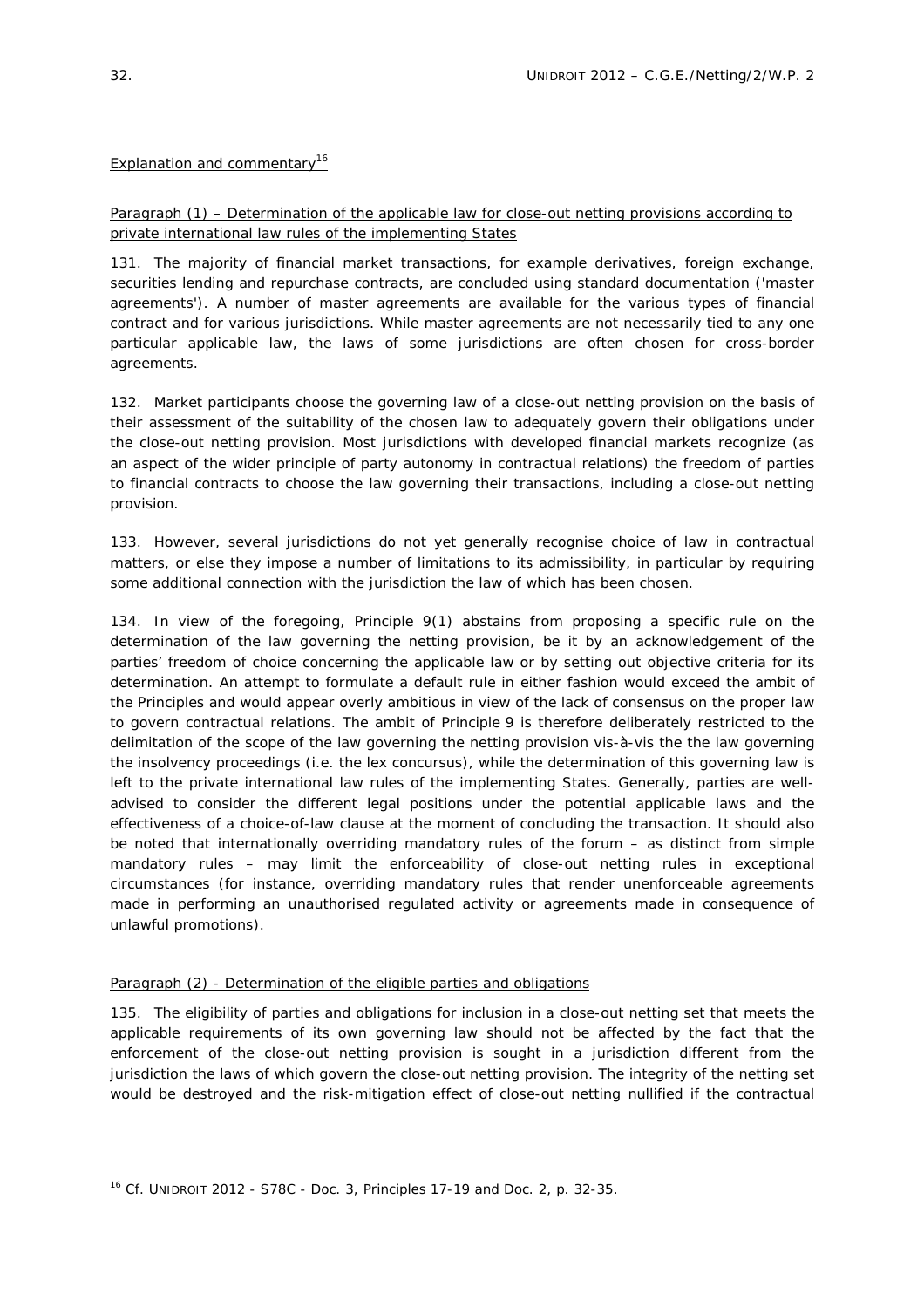Explanation and commentary[16]

Paragraph (1) – Determination of the applicable law for close-out netting provisions according to private international law rules of the implementing States

131. The majority of financial market transactions, for example derivatives, foreign exchange, securities lending and repurchase contracts, are concluded using standard documentation ('master agreements'). A number of master agreements are available for the various types of financial contract and for various jurisdictions. While master agreements are not necessarily tied to any one particular applicable law, the laws of some jurisdictions are often chosen for cross-border agreements.

132. Market participants choose the governing law of a close-out netting provision on the basis of their assessment of the suitability of the chosen law to adequately govern their obligations under the close-out netting provision. Most jurisdictions with developed financial markets recognize (as an aspect of the wider principle of party autonomy in contractual relations) the freedom of parties to financial contracts to choose the law governing their transactions, including a close-out netting provision.

133. However, several jurisdictions do not yet generally recognise choice of law in contractual matters, or else they impose a number of limitations to its admissibility, in particular by requiring some additional connection with the jurisdiction the law of which has been chosen.

134. In view of the foregoing, Principle 9(1) abstains from proposing a specific rule on the determination of the law governing the netting provision, be it by an acknowledgement of the parties' freedom of choice concerning the applicable law or by setting out objective criteria for its determination. An attempt to formulate a default rule in either fashion would exceed the ambit of the Principles and would appear overly ambitious in view of the lack of consensus on the proper law to govern contractual relations. The ambit of Principle 9 is therefore deliberately restricted to the delimitation of the scope of the law governing the netting provision vis-à-vis the the law governing the insolvency proceedings (i.e. the lex concursus), while the determination of this governing law is left to the private international law rules of the implementing States. Generally, parties are well-advised to consider the different legal positions under the potential applicable laws and the effectiveness of a choice-of-law clause at the moment of concluding the transaction. It should also be noted that internationally overriding mandatory rules of the forum – as distinct from simple mandatory rules – may limit the enforceability of close-out netting rules in exceptional circumstances (for instance, overriding mandatory rules that render unenforceable agreements made in performing an unauthorised regulated activity or agreements made in consequence of unlawful promotions).

Paragraph (2) - Determination of the eligible parties and obligations

135. The eligibility of parties and obligations for inclusion in a close-out netting set that meets the applicable requirements of its own governing law should not be affected by the fact that the enforcement of the close-out netting provision is sought in a jurisdiction different from the jurisdiction the laws of which govern the close-out netting provision. The integrity of the netting set would be destroyed and the risk-mitigation effect of close-out netting nullified if the contractual

[16] Cf. UNIDROIT 2012 - S78C - Doc. 3, Principles 17-19 and Doc. 2, p. 32-35.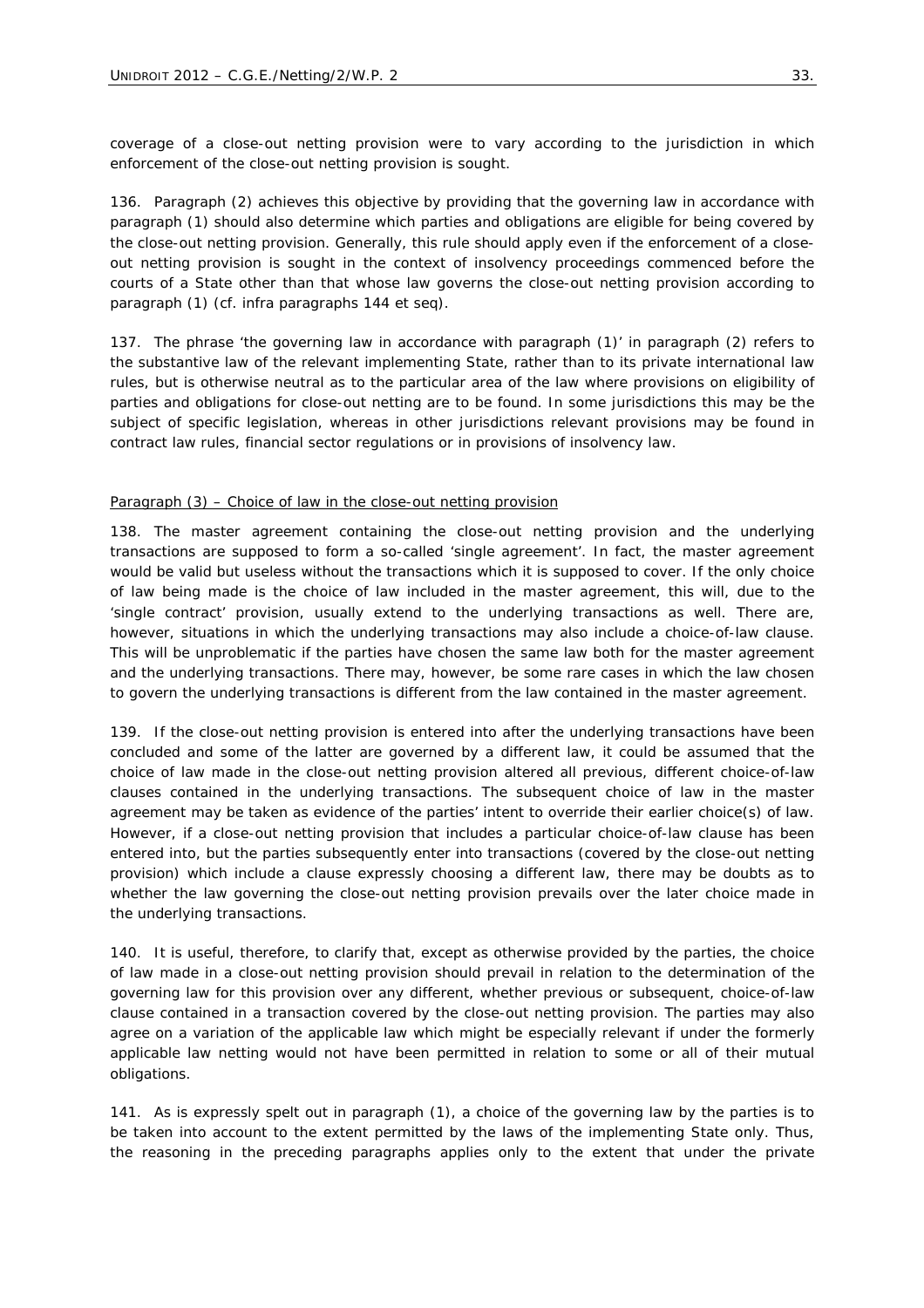coverage of a close-out netting provision were to vary according to the jurisdiction in which enforcement of the close-out netting provision is sought.

136. Paragraph (2) achieves this objective by providing that the governing law in accordance with paragraph (1) should also determine which parties and obligations are eligible for being covered by the close-out netting provision. Generally, this rule should apply even if the enforcement of a close-out netting provision is sought in the context of insolvency proceedings commenced before the courts of a State other than that whose law governs the close-out netting provision according to paragraph (1) (cf. infra paragraphs 144 et seq).

137. The phrase 'the governing law in accordance with paragraph (1)' in paragraph (2) refers to the substantive law of the relevant implementing State, rather than to its private international law rules, but is otherwise neutral as to the particular area of the law where provisions on eligibility of parties and obligations for close-out netting are to be found. In some jurisdictions this may be the subject of specific legislation, whereas in other jurisdictions relevant provisions may be found in contract law rules, financial sector regulations or in provisions of insolvency law.

Paragraph (3) – Choice of law in the close-out netting provision

138. The master agreement containing the close-out netting provision and the underlying transactions are supposed to form a so-called 'single agreement'. In fact, the master agreement would be valid but useless without the transactions which it is supposed to cover. If the only choice of law being made is the choice of law included in the master agreement, this will, due to the 'single contract' provision, usually extend to the underlying transactions as well. There are, however, situations in which the underlying transactions may also include a choice-of-law clause. This will be unproblematic if the parties have chosen the same law both for the master agreement and the underlying transactions. There may, however, be some rare cases in which the law chosen to govern the underlying transactions is different from the law contained in the master agreement.

139. If the close-out netting provision is entered into after the underlying transactions have been concluded and some of the latter are governed by a different law, it could be assumed that the choice of law made in the close-out netting provision altered all previous, different choice-of-law clauses contained in the underlying transactions. The subsequent choice of law in the master agreement may be taken as evidence of the parties' intent to override their earlier choice(s) of law. However, if a close-out netting provision that includes a particular choice-of-law clause has been entered into, but the parties subsequently enter into transactions (covered by the close-out netting provision) which include a clause expressly choosing a different law, there may be doubts as to whether the law governing the close-out netting provision prevails over the later choice made in the underlying transactions.

140. It is useful, therefore, to clarify that, except as otherwise provided by the parties, the choice of law made in a close-out netting provision should prevail in relation to the determination of the governing law for this provision over any different, whether previous or subsequent, choice-of-law clause contained in a transaction covered by the close-out netting provision. The parties may also agree on a variation of the applicable law which might be especially relevant if under the formerly applicable law netting would not have been permitted in relation to some or all of their mutual obligations.

141. As is expressly spelt out in paragraph (1), a choice of the governing law by the parties is to be taken into account to the extent permitted by the laws of the implementing State only. Thus, the reasoning in the preceding paragraphs applies only to the extent that under the private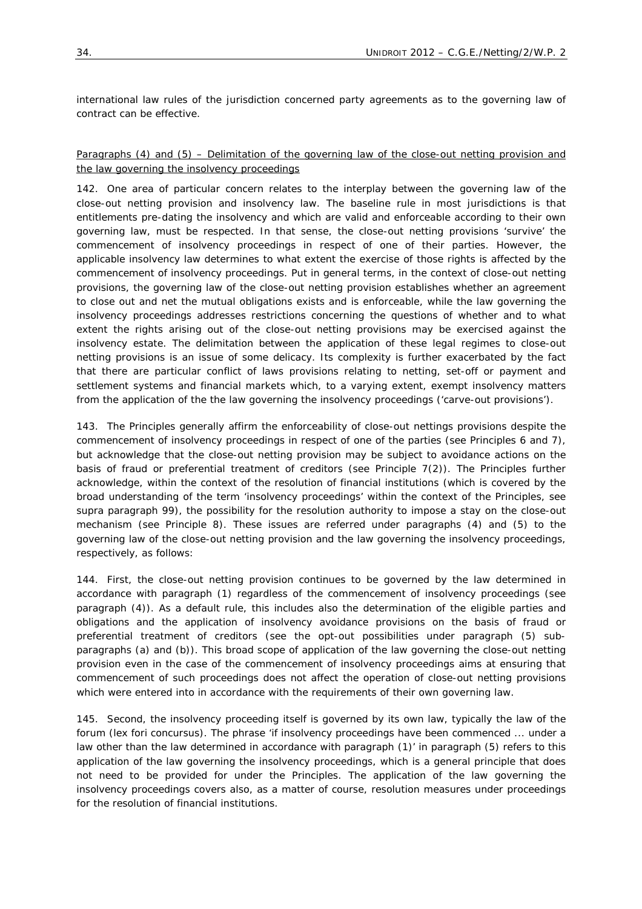international law rules of the jurisdiction concerned party agreements as to the governing law of contract can be effective.

Paragraphs (4) and (5) – Delimitation of the governing law of the close-out netting provision and the law governing the insolvency proceedings

142. One area of particular concern relates to the interplay between the governing law of the close-out netting provision and insolvency law. The baseline rule in most jurisdictions is that entitlements pre-dating the insolvency and which are valid and enforceable according to their own governing law, must be respected. In that sense, the close-out netting provisions 'survive' the commencement of insolvency proceedings in respect of one of their parties. However, the applicable insolvency law determines to what extent the exercise of those rights is affected by the commencement of insolvency proceedings. Put in general terms, in the context of close-out netting provisions, the governing law of the close-out netting provision establishes whether an agreement to close out and net the mutual obligations exists and is enforceable, while the law governing the insolvency proceedings addresses restrictions concerning the questions of whether and to what extent the rights arising out of the close-out netting provisions may be exercised against the insolvency estate. The delimitation between the application of these legal regimes to close-out netting provisions is an issue of some delicacy. Its complexity is further exacerbated by the fact that there are particular conflict of laws provisions relating to netting, set-off or payment and settlement systems and financial markets which, to a varying extent, exempt insolvency matters from the application of the the law governing the insolvency proceedings ('carve-out provisions').

143. The Principles generally affirm the enforceability of close-out nettings provisions despite the commencement of insolvency proceedings in respect of one of the parties (see Principles 6 and 7), but acknowledge that the close-out netting provision may be subject to avoidance actions on the basis of fraud or preferential treatment of creditors (see Principle 7(2)). The Principles further acknowledge, within the context of the resolution of financial institutions (which is covered by the broad understanding of the term 'insolvency proceedings' within the context of the Principles, see supra paragraph 99), the possibility for the resolution authority to impose a stay on the close-out mechanism (see Principle 8). These issues are referred under paragraphs (4) and (5) to the governing law of the close-out netting provision and the law governing the insolvency proceedings, respectively, as follows:

144. First, the close-out netting provision continues to be governed by the law determined in accordance with paragraph (1) regardless of the commencement of insolvency proceedings (see paragraph (4)). As a default rule, this includes also the determination of the eligible parties and obligations and the application of insolvency avoidance provisions on the basis of fraud or preferential treatment of creditors (see the opt-out possibilities under paragraph (5) sub-paragraphs (a) and (b)). This broad scope of application of the law governing the close-out netting provision even in the case of the commencement of insolvency proceedings aims at ensuring that commencement of such proceedings does not affect the operation of close-out netting provisions which were entered into in accordance with the requirements of their own governing law.

145. Second, the insolvency proceeding itself is governed by its own law, typically the law of the forum (*lex fori concursus*). The phrase 'if insolvency proceedings have been commenced ... under a law other than the law determined in accordance with paragraph (1)' in paragraph (5) refers to this application of the law governing the insolvency proceedings, which is a general principle that does not need to be provided for under the Principles. The application of the law governing the insolvency proceedings covers also, as a matter of course, resolution measures under proceedings for the resolution of financial institutions.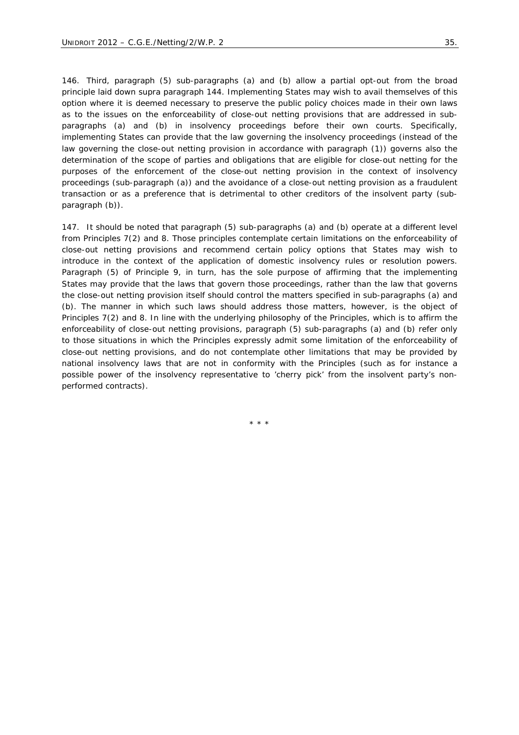146. Third, paragraph (5) sub-paragraphs (a) and (b) allow a partial opt-out from the broad principle laid down supra paragraph 144. Implementing States may wish to avail themselves of this option where it is deemed necessary to preserve the public policy choices made in their own laws as to the issues on the enforceability of close-out netting provisions that are addressed in sub-paragraphs (a) and (b) in insolvency proceedings before their own courts. Specifically, implementing States can provide that the law governing the insolvency proceedings (instead of the law governing the close-out netting provision in accordance with paragraph (1)) governs also the determination of the scope of parties and obligations that are eligible for close-out netting for the purposes of the enforcement of the close-out netting provision in the context of insolvency proceedings (sub-paragraph (a)) and the avoidance of a close-out netting provision as a fraudulent transaction or as a preference that is detrimental to other creditors of the insolvent party (sub-paragraph (b)).

147. It should be noted that paragraph (5) sub-paragraphs (a) and (b) operate at a different level from Principles 7(2) and 8. Those principles contemplate certain limitations on the enforceability of close-out netting provisions and recommend certain policy options that States may wish to introduce in the context of the application of domestic insolvency rules or resolution powers. Paragraph (5) of Principle 9, in turn, has the sole purpose of affirming that the implementing States may provide that the laws that govern those proceedings, rather than the law that governs the close-out netting provision itself should control the matters specified in sub-paragraphs (a) and (b). The manner in which such laws should address those matters, however, is the object of Principles 7(2) and 8. In line with the underlying philosophy of the Principles, which is to affirm the enforceability of close-out netting provisions, paragraph (5) sub-paragraphs (a) and (b) refer only to those situations in which the Principles expressly admit some limitation of the enforceability of close-out netting provisions, and do not contemplate other limitations that may be provided by national insolvency laws that are not in conformity with the Principles (such as for instance a possible power of the insolvency representative to 'cherry pick' from the insolvent party's non-performed contracts).

\* \* \*